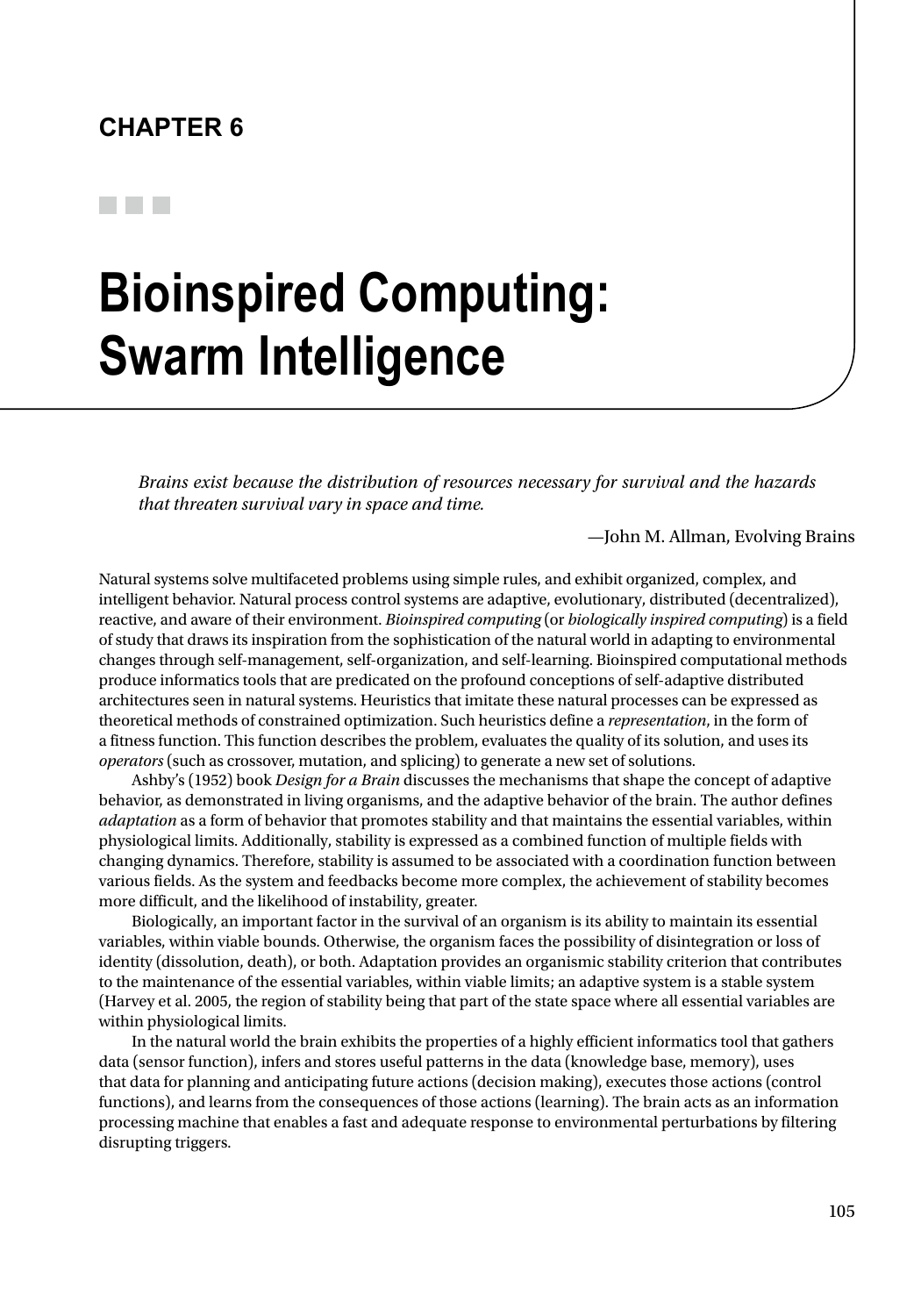# CHAPTER 6

# Bioinspired Computing: Swarm Intelligence

*Brains exist because the distribution of resources necessary for survival and the hazards that threaten survival vary in space and time.*

—John M. Allman, Evolving Brains

Natural systems solve multifaceted problems using simple rules, and exhibit organized, complex, and intelligent behavior. Natural process control systems are adaptive, evolutionary, distributed (decentralized), reactive, and aware of their environment. *Bioinspired computing* (or *biologically inspired computing*) is a field of study that draws its inspiration from the sophistication of the natural world in adapting to environmental changes through self-management, self-organization, and self-learning. Bioinspired computational methods produce informatics tools that are predicated on the profound conceptions of self-adaptive distributed architectures seen in natural systems. Heuristics that imitate these natural processes can be expressed as theoretical methods of constrained optimization. Such heuristics define a *representation*, in the form of a fitness function. This function describes the problem, evaluates the quality of its solution, and uses its *operators* (such as crossover, mutation, and splicing) to generate a new set of solutions.

Ashby's (1952) book *Design for a Brain* discusses the mechanisms that shape the concept of adaptive behavior, as demonstrated in living organisms, and the adaptive behavior of the brain. The author defines *adaptation* as a form of behavior that promotes stability and that maintains the essential variables, within physiological limits. Additionally, stability is expressed as a combined function of multiple fields with changing dynamics. Therefore, stability is assumed to be associated with a coordination function between various fields. As the system and feedbacks become more complex, the achievement of stability becomes more difficult, and the likelihood of instability, greater.

Biologically, an important factor in the survival of an organism is its ability to maintain its essential variables, within viable bounds. Otherwise, the organism faces the possibility of disintegration or loss of identity (dissolution, death), or both. Adaptation provides an organismic stability criterion that contributes to the maintenance of the essential variables, within viable limits; an adaptive system is a stable system (Harvey et al. 2005, the region of stability being that part of the state space where all essential variables are within physiological limits.

In the natural world the brain exhibits the properties of a highly efficient informatics tool that gathers data (sensor function), infers and stores useful patterns in the data (knowledge base, memory), uses that data for planning and anticipating future actions (decision making), executes those actions (control functions), and learns from the consequences of those actions (learning). The brain acts as an information processing machine that enables a fast and adequate response to environmental perturbations by filtering disrupting triggers.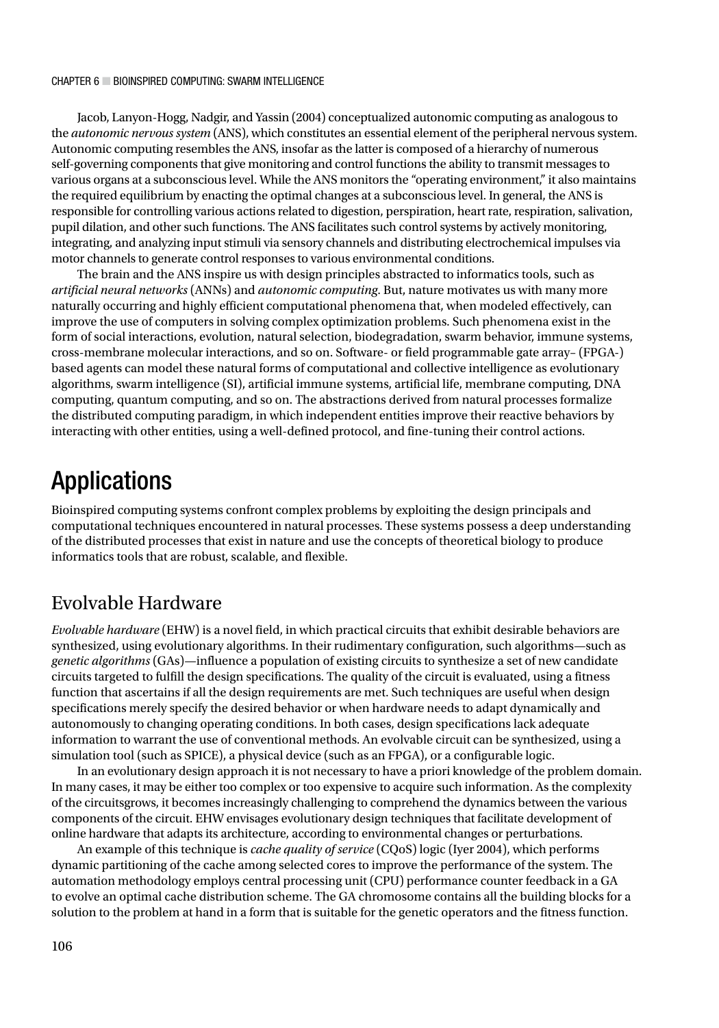Jacob, Lanyon-Hogg, Nadgir, and Yassin (2004) conceptualized autonomic computing as analogous to the *autonomic nervous system* (ANS), which constitutes an essential element of the peripheral nervous system. Autonomic computing resembles the ANS, insofar as the latter is composed of a hierarchy of numerous self-governing components that give monitoring and control functions the ability to transmit messages to various organs at a subconscious level. While the ANS monitors the "operating environment," it also maintains the required equilibrium by enacting the optimal changes at a subconscious level. In general, the ANS is responsible for controlling various actions related to digestion, perspiration, heart rate, respiration, salivation, pupil dilation, and other such functions. The ANS facilitates such control systems by actively monitoring, integrating, and analyzing input stimuli via sensory channels and distributing electrochemical impulses via motor channels to generate control responses to various environmental conditions.

The brain and the ANS inspire us with design principles abstracted to informatics tools, such as *artificial neural networks* (ANNs) and *autonomic computing*. But, nature motivates us with many more naturally occurring and highly efficient computational phenomena that, when modeled effectively, can improve the use of computers in solving complex optimization problems. Such phenomena exist in the form of social interactions, evolution, natural selection, biodegradation, swarm behavior, immune systems, cross-membrane molecular interactions, and so on. Software- or field programmable gate array– (FPGA-) based agents can model these natural forms of computational and collective intelligence as evolutionary algorithms, swarm intelligence (SI), artificial immune systems, artificial life, membrane computing, DNA computing, quantum computing, and so on. The abstractions derived from natural processes formalize the distributed computing paradigm, in which independent entities improve their reactive behaviors by interacting with other entities, using a well-defined protocol, and fine-tuning their control actions.

# Applications

Bioinspired computing systems confront complex problems by exploiting the design principals and computational techniques encountered in natural processes. These systems possess a deep understanding of the distributed processes that exist in nature and use the concepts of theoretical biology to produce informatics tools that are robust, scalable, and flexible.

## Evolvable Hardware

*Evolvable hardware* (EHW) is a novel field, in which practical circuits that exhibit desirable behaviors are synthesized, using evolutionary algorithms. In their rudimentary configuration, such algorithms—such as *genetic algorithms* (GAs)—influence a population of existing circuits to synthesize a set of new candidate circuits targeted to fulfill the design specifications. The quality of the circuit is evaluated, using a fitness function that ascertains if all the design requirements are met. Such techniques are useful when design specifications merely specify the desired behavior or when hardware needs to adapt dynamically and autonomously to changing operating conditions. In both cases, design specifications lack adequate information to warrant the use of conventional methods. An evolvable circuit can be synthesized, using a simulation tool (such as SPICE), a physical device (such as an FPGA), or a configurable logic.

In an evolutionary design approach it is not necessary to have a priori knowledge of the problem domain. In many cases, it may be either too complex or too expensive to acquire such information. As the complexity of the circuitsgrows, it becomes increasingly challenging to comprehend the dynamics between the various components of the circuit. EHW envisages evolutionary design techniques that facilitate development of online hardware that adapts its architecture, according to environmental changes or perturbations.

An example of this technique is *cache quality of service* (CQoS) logic (Iyer 2004), which performs dynamic partitioning of the cache among selected cores to improve the performance of the system. The automation methodology employs central processing unit (CPU) performance counter feedback in a GA to evolve an optimal cache distribution scheme. The GA chromosome contains all the building blocks for a solution to the problem at hand in a form that is suitable for the genetic operators and the fitness function.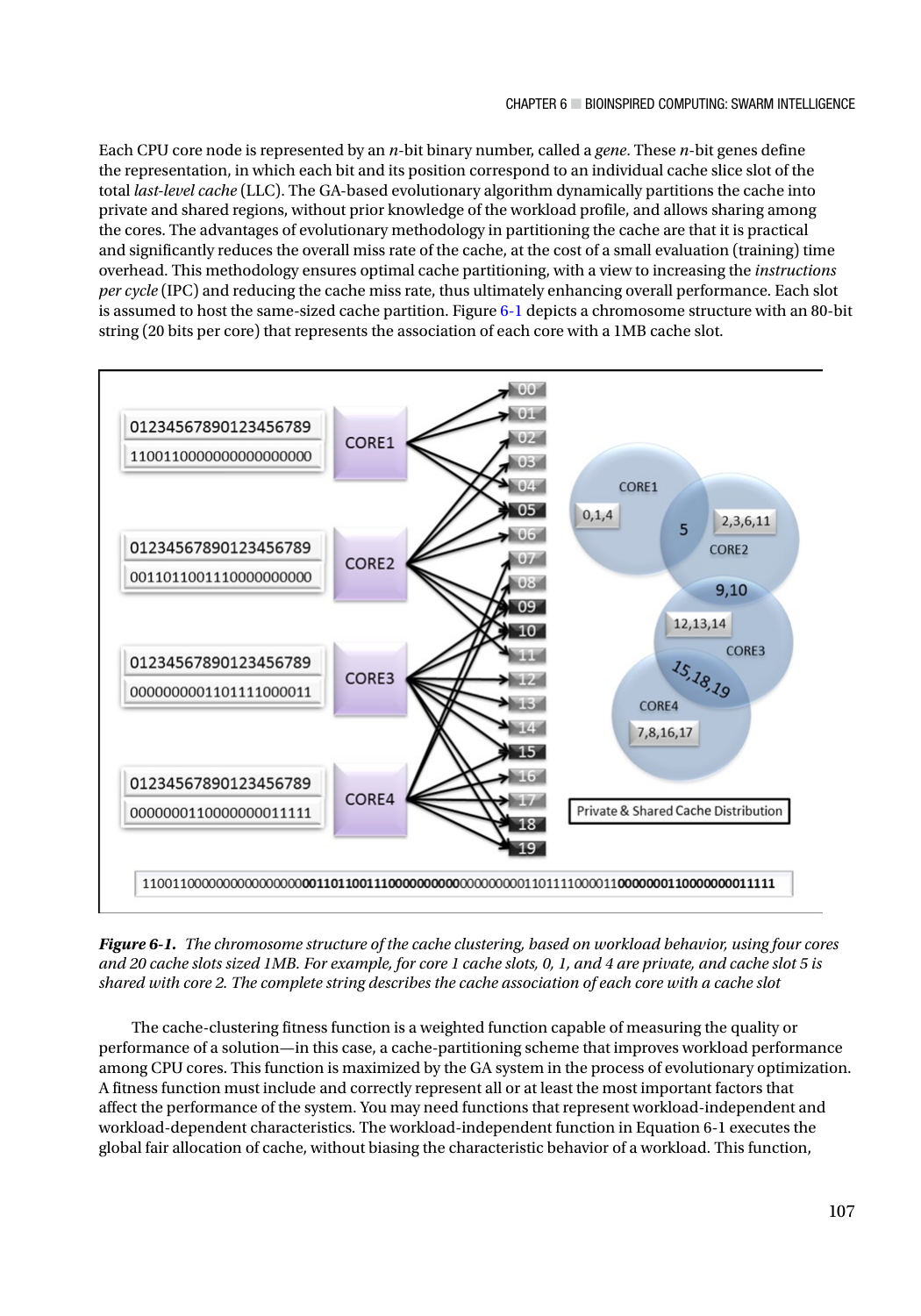Each CPU core node is represented by an *n*-bit binary number, called a *gene*. These *n*-bit genes define the representation, in which each bit and its position correspond to an individual cache slice slot of the total *last-level cache* (LLC). The GA-based evolutionary algorithm dynamically partitions the cache into private and shared regions, without prior knowledge of the workload profile, and allows sharing among the cores. The advantages of evolutionary methodology in partitioning the cache are that it is practical and significantly reduces the overall miss rate of the cache, at the cost of a small evaluation (training) time overhead. This methodology ensures optimal cache partitioning, with a view to increasing the *instructions per cycle* (IPC) and reducing the cache miss rate, thus ultimately enhancing overall performance. Each slot is assumed to host the same-sized cache partition. Figure 6-1 depicts a chromosome structure with an 80-bit string (20 bits per core) that represents the association of each core with a 1MB cache slot.

***Figure 6-1.*** *The chromosome structure of the cache clustering, based on workload behavior, using four cores and 20 cache slots sized 1MB. For example, for core 1 cache slots, 0, 1, and 4 are private, and cache slot 5 is shared with core 2. The complete string describes the cache association of each core with a cache slot*

The cache-clustering fitness function is a weighted function capable of measuring the quality or performance of a solution—in this case, a cache-partitioning scheme that improves workload performance among CPU cores. This function is maximized by the GA system in the process of evolutionary optimization. A fitness function must include and correctly represent all or at least the most important factors that affect the performance of the system. You may need functions that represent workload-independent and workload-dependent characteristics. The workload-independent function in Equation 6-1 executes the global fair allocation of cache, without biasing the characteristic behavior of a workload. This function,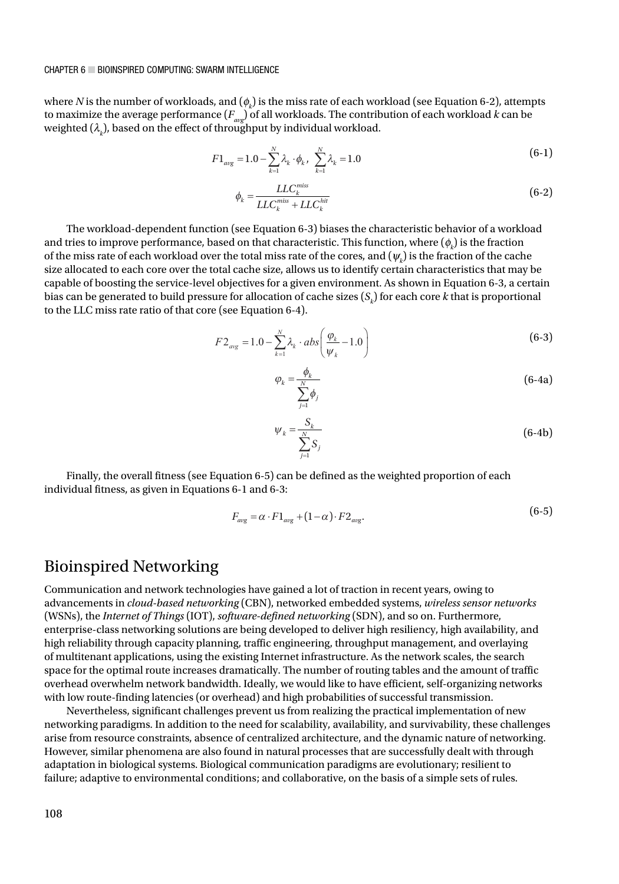where $N$ is the number of workloads, and ($\phi_k$) is the miss rate of each workload (see Equation 6-2), attempts to maximize the average performance ($F_{avg}$) of all workloads. The contribution of each workload $k$ can be weighted ($\lambda_k$), based on the effect of throughput by individual workload.

$$F1_{avg} = 1.0 - \sum_{k=1}^{N} \lambda_k \cdot \phi_k, \ \sum_{k=1}^{N} \lambda_k = 1.0 \tag{6-1}$$

$$\phi_k = \frac{LLC_k^{miss}}{LLC_k^{miss} + LLC_k^{hit}} \tag{6-2}$$

The workload-dependent function (see Equation 6-3) biases the characteristic behavior of a workload and tries to improve performance, based on that characteristic. This function, where ($\phi_k$) is the fraction of the miss rate of each workload over the total miss rate of the cores, and ($\psi_k$) is the fraction of the cache size allocated to each core over the total cache size, allows us to identify certain characteristics that may be capable of boosting the service-level objectives for a given environment. As shown in Equation 6-3, a certain bias can be generated to build pressure for allocation of cache sizes ($S_k$) for each core $k$ that is proportional to the LLC miss rate ratio of that core (see Equation 6-4).

$$F2_{avg} = 1.0 - \sum_{k=1}^{N} \lambda_k \cdot abs\left(\frac{\varphi_k}{\psi_k} - 1.0\right) \tag{6-3}$$

$$\varphi_k = \frac{\phi_k}{\sum_{j=1}^{N} \phi_j} \tag{6-4a}$$

$$\psi_k = \frac{S_k}{\sum_{j=1}^{N} S_j} \tag{6-4b}$$

Finally, the overall fitness (see Equation 6-5) can be defined as the weighted proportion of each individual fitness, as given in Equations 6-1 and 6-3:

$$F_{avg} = \alpha \cdot F1_{avg} + (1 - \alpha) \cdot F2_{avg}. \tag{6-5}$$

## Bioinspired Networking

Communication and network technologies have gained a lot of traction in recent years, owing to advancements in *cloud-based networking* (CBN), networked embedded systems, *wireless sensor networks* (WSNs), the *Internet of Things* (IOT), *software-defined networking* (SDN), and so on. Furthermore, enterprise-class networking solutions are being developed to deliver high resiliency, high availability, and high reliability through capacity planning, traffic engineering, throughput management, and overlaying of multitenant applications, using the existing Internet infrastructure. As the network scales, the search space for the optimal route increases dramatically. The number of routing tables and the amount of traffic overhead overwhelm network bandwidth. Ideally, we would like to have efficient, self-organizing networks with low route-finding latencies (or overhead) and high probabilities of successful transmission.

Nevertheless, significant challenges prevent us from realizing the practical implementation of new networking paradigms. In addition to the need for scalability, availability, and survivability, these challenges arise from resource constraints, absence of centralized architecture, and the dynamic nature of networking. However, similar phenomena are also found in natural processes that are successfully dealt with through adaptation in biological systems. Biological communication paradigms are evolutionary; resilient to failure; adaptive to environmental conditions; and collaborative, on the basis of a simple sets of rules.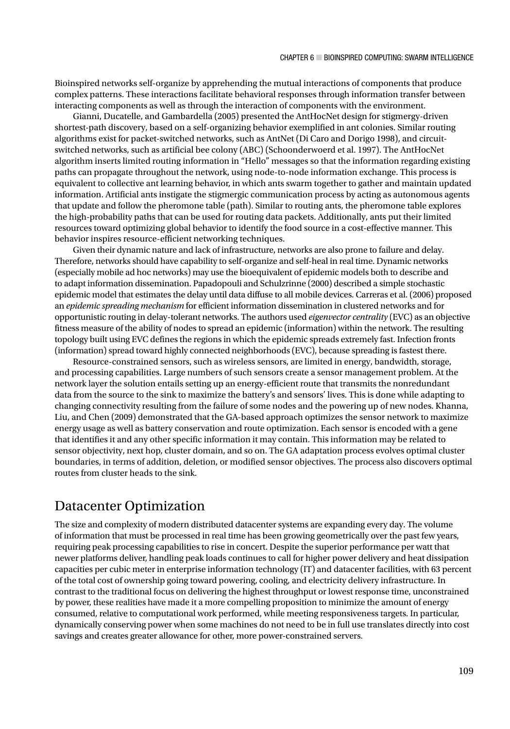Bioinspired networks self-organize by apprehending the mutual interactions of components that produce complex patterns. These interactions facilitate behavioral responses through information transfer between interacting components as well as through the interaction of components with the environment.

Gianni, Ducatelle, and Gambardella (2005) presented the AntHocNet design for stigmergy-driven shortest-path discovery, based on a self-organizing behavior exemplified in ant colonies. Similar routing algorithms exist for packet-switched networks, such as AntNet (Di Caro and Dorigo 1998), and circuit-switched networks, such as artificial bee colony (ABC) (Schoonderwoerd et al. 1997). The AntHocNet algorithm inserts limited routing information in "Hello" messages so that the information regarding existing paths can propagate throughout the network, using node-to-node information exchange. This process is equivalent to collective ant learning behavior, in which ants swarm together to gather and maintain updated information. Artificial ants instigate the stigmergic communication process by acting as autonomous agents that update and follow the pheromone table (path). Similar to routing ants, the pheromone table explores the high-probability paths that can be used for routing data packets. Additionally, ants put their limited resources toward optimizing global behavior to identify the food source in a cost-effective manner. This behavior inspires resource-efficient networking techniques.

Given their dynamic nature and lack of infrastructure, networks are also prone to failure and delay. Therefore, networks should have capability to self-organize and self-heal in real time. Dynamic networks (especially mobile ad hoc networks) may use the bioequivalent of epidemic models both to describe and to adapt information dissemination. Papadopouli and Schulzrinne (2000) described a simple stochastic epidemic model that estimates the delay until data diffuse to all mobile devices. Carreras et al. (2006) proposed an *epidemic spreading mechanism* for efficient information dissemination in clustered networks and for opportunistic routing in delay-tolerant networks. The authors used *eigenvector centrality* (EVC) as an objective fitness measure of the ability of nodes to spread an epidemic (information) within the network. The resulting topology built using EVC defines the regions in which the epidemic spreads extremely fast. Infection fronts (information) spread toward highly connected neighborhoods (EVC), because spreading is fastest there.

Resource-constrained sensors, such as wireless sensors, are limited in energy, bandwidth, storage, and processing capabilities. Large numbers of such sensors create a sensor management problem. At the network layer the solution entails setting up an energy-efficient route that transmits the nonredundant data from the source to the sink to maximize the battery's and sensors' lives. This is done while adapting to changing connectivity resulting from the failure of some nodes and the powering up of new nodes. Khanna, Liu, and Chen (2009) demonstrated that the GA-based approach optimizes the sensor network to maximize energy usage as well as battery conservation and route optimization. Each sensor is encoded with a gene that identifies it and any other specific information it may contain. This information may be related to sensor objectivity, next hop, cluster domain, and so on. The GA adaptation process evolves optimal cluster boundaries, in terms of addition, deletion, or modified sensor objectives. The process also discovers optimal routes from cluster heads to the sink.

## Datacenter Optimization

The size and complexity of modern distributed datacenter systems are expanding every day. The volume of information that must be processed in real time has been growing geometrically over the past few years, requiring peak processing capabilities to rise in concert. Despite the superior performance per watt that newer platforms deliver, handling peak loads continues to call for higher power delivery and heat dissipation capacities per cubic meter in enterprise information technology (IT) and datacenter facilities, with 63 percent of the total cost of ownership going toward powering, cooling, and electricity delivery infrastructure. In contrast to the traditional focus on delivering the highest throughput or lowest response time, unconstrained by power, these realities have made it a more compelling proposition to minimize the amount of energy consumed, relative to computational work performed, while meeting responsiveness targets. In particular, dynamically conserving power when some machines do not need to be in full use translates directly into cost savings and creates greater allowance for other, more power-constrained servers.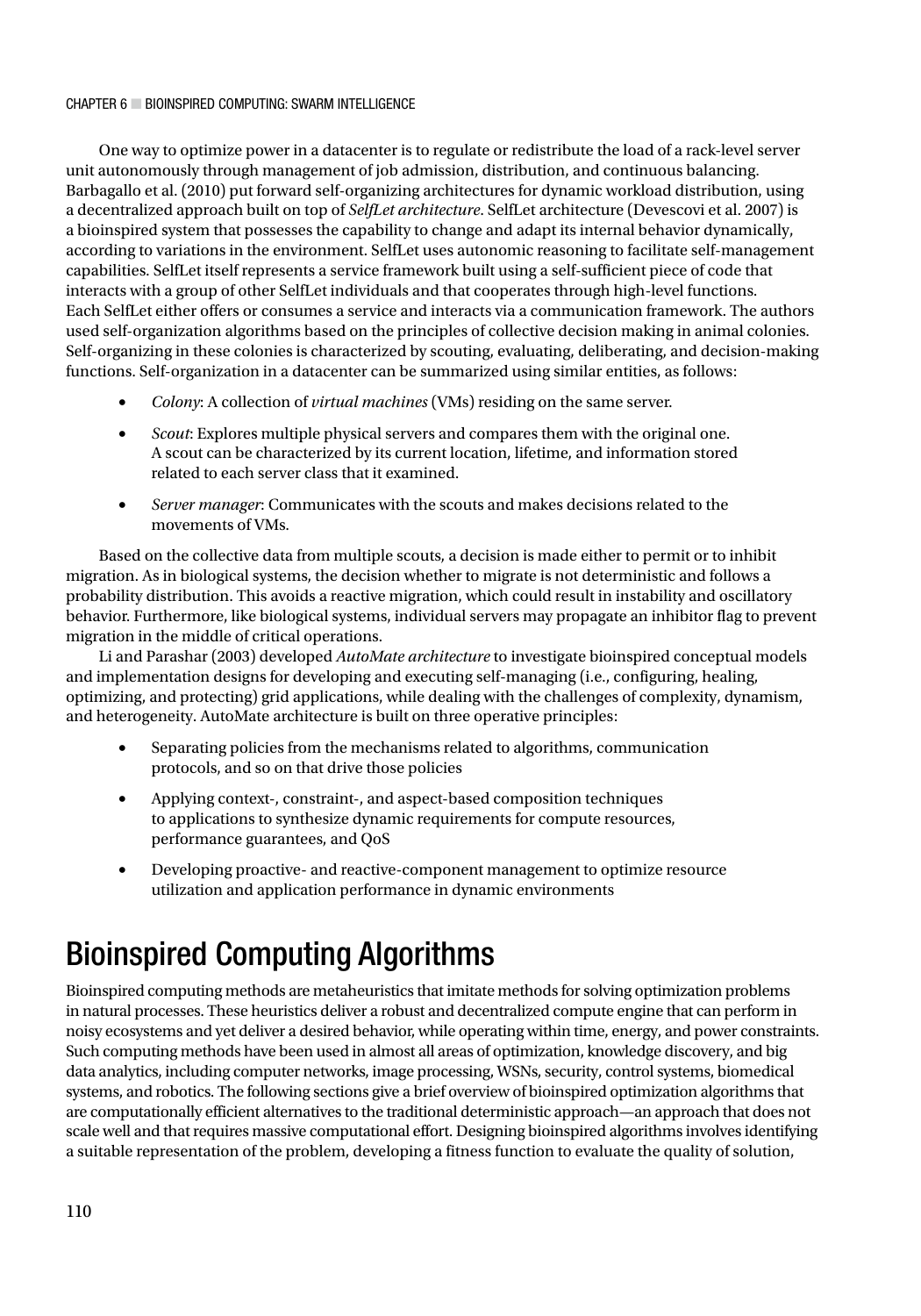One way to optimize power in a datacenter is to regulate or redistribute the load of a rack-level server unit autonomously through management of job admission, distribution, and continuous balancing. Barbagallo et al. (2010) put forward self-organizing architectures for dynamic workload distribution, using a decentralized approach built on top of *SelfLet architecture*. SelfLet architecture (Devescovi et al. 2007) is a bioinspired system that possesses the capability to change and adapt its internal behavior dynamically, according to variations in the environment. SelfLet uses autonomic reasoning to facilitate self-management capabilities. SelfLet itself represents a service framework built using a self-sufficient piece of code that interacts with a group of other SelfLet individuals and that cooperates through high-level functions. Each SelfLet either offers or consumes a service and interacts via a communication framework. The authors used self-organization algorithms based on the principles of collective decision making in animal colonies. Self-organizing in these colonies is characterized by scouting, evaluating, deliberating, and decision-making functions. Self-organization in a datacenter can be summarized using similar entities, as follows:

- *Colony*: A collection of *virtual machines* (VMs) residing on the same server.
- *Scout*: Explores multiple physical servers and compares them with the original one. A scout can be characterized by its current location, lifetime, and information stored related to each server class that it examined.
- *Server manager*: Communicates with the scouts and makes decisions related to the movements of VMs.

Based on the collective data from multiple scouts, a decision is made either to permit or to inhibit migration. As in biological systems, the decision whether to migrate is not deterministic and follows a probability distribution. This avoids a reactive migration, which could result in instability and oscillatory behavior. Furthermore, like biological systems, individual servers may propagate an inhibitor flag to prevent migration in the middle of critical operations.

Li and Parashar (2003) developed *AutoMate architecture* to investigate bioinspired conceptual models and implementation designs for developing and executing self-managing (i.e., configuring, healing, optimizing, and protecting) grid applications, while dealing with the challenges of complexity, dynamism, and heterogeneity. AutoMate architecture is built on three operative principles:

- Separating policies from the mechanisms related to algorithms, communication protocols, and so on that drive those policies
- Applying context-, constraint-, and aspect-based composition techniques to applications to synthesize dynamic requirements for compute resources, performance guarantees, and QoS
- Developing proactive- and reactive-component management to optimize resource utilization and application performance in dynamic environments

## Bioinspired Computing Algorithms

Bioinspired computing methods are metaheuristics that imitate methods for solving optimization problems in natural processes. These heuristics deliver a robust and decentralized compute engine that can perform in noisy ecosystems and yet deliver a desired behavior, while operating within time, energy, and power constraints. Such computing methods have been used in almost all areas of optimization, knowledge discovery, and big data analytics, including computer networks, image processing, WSNs, security, control systems, biomedical systems, and robotics. The following sections give a brief overview of bioinspired optimization algorithms that are computationally efficient alternatives to the traditional deterministic approach—an approach that does not scale well and that requires massive computational effort. Designing bioinspired algorithms involves identifying a suitable representation of the problem, developing a fitness function to evaluate the quality of solution,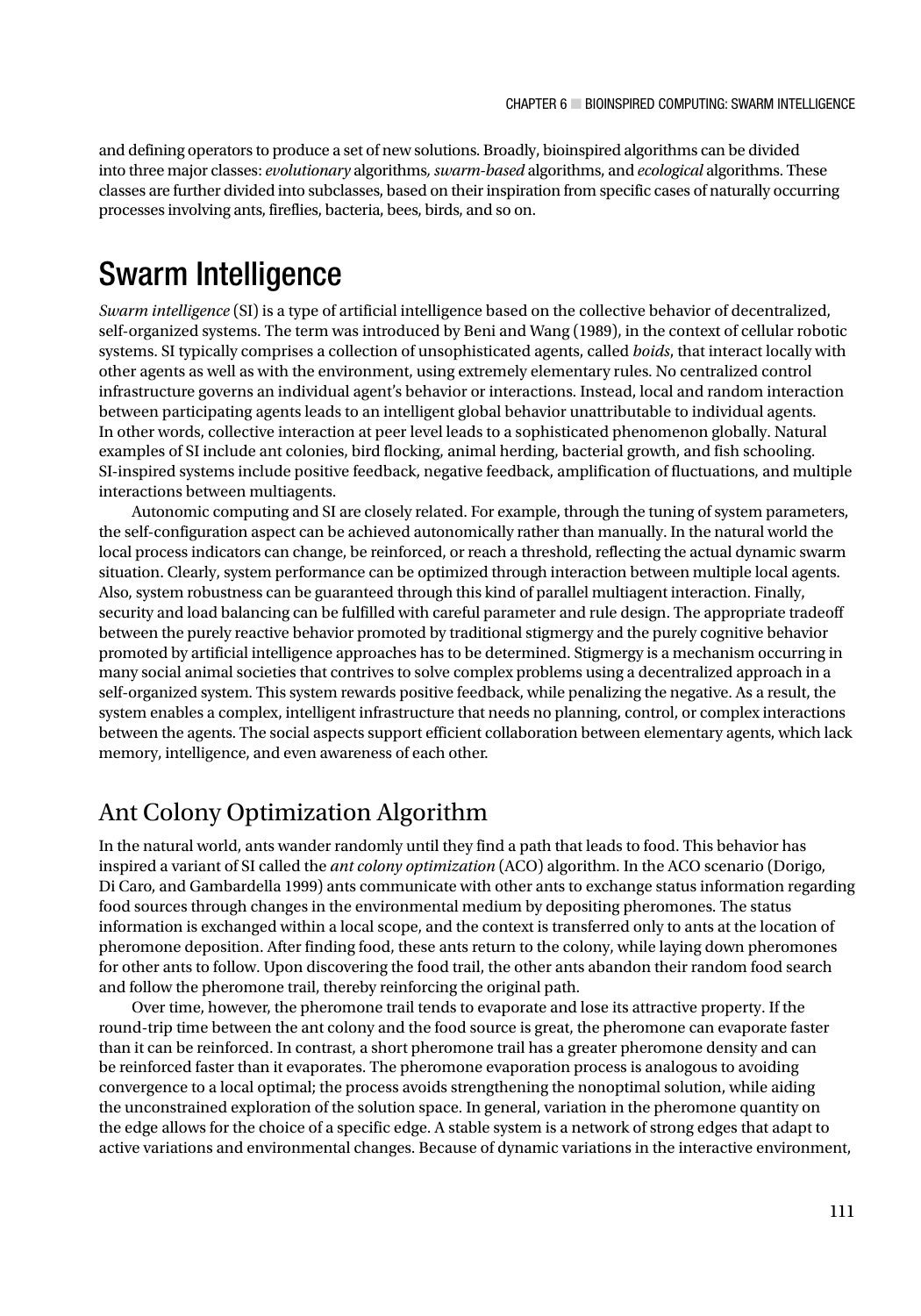and defining operators to produce a set of new solutions. Broadly, bioinspired algorithms can be divided into three major classes: *evolutionary* algorithms*, swarm-based* algorithms, and *ecological* algorithms. These classes are further divided into subclasses, based on their inspiration from specific cases of naturally occurring processes involving ants, fireflies, bacteria, bees, birds, and so on.

# Swarm Intelligence

*Swarm intelligence* (SI) is a type of artificial intelligence based on the collective behavior of decentralized, self-organized systems. The term was introduced by Beni and Wang (1989), in the context of cellular robotic systems. SI typically comprises a collection of unsophisticated agents, called *boids*, that interact locally with other agents as well as with the environment, using extremely elementary rules. No centralized control infrastructure governs an individual agent's behavior or interactions. Instead, local and random interaction between participating agents leads to an intelligent global behavior unattributable to individual agents. In other words, collective interaction at peer level leads to a sophisticated phenomenon globally. Natural examples of SI include ant colonies, bird flocking, animal herding, bacterial growth, and fish schooling. SI-inspired systems include positive feedback, negative feedback, amplification of fluctuations, and multiple interactions between multiagents.

Autonomic computing and SI are closely related. For example, through the tuning of system parameters, the self-configuration aspect can be achieved autonomically rather than manually. In the natural world the local process indicators can change, be reinforced, or reach a threshold, reflecting the actual dynamic swarm situation. Clearly, system performance can be optimized through interaction between multiple local agents. Also, system robustness can be guaranteed through this kind of parallel multiagent interaction. Finally, security and load balancing can be fulfilled with careful parameter and rule design. The appropriate tradeoff between the purely reactive behavior promoted by traditional stigmergy and the purely cognitive behavior promoted by artificial intelligence approaches has to be determined. Stigmergy is a mechanism occurring in many social animal societies that contrives to solve complex problems using a decentralized approach in a self-organized system. This system rewards positive feedback, while penalizing the negative. As a result, the system enables a complex, intelligent infrastructure that needs no planning, control, or complex interactions between the agents. The social aspects support efficient collaboration between elementary agents, which lack memory, intelligence, and even awareness of each other.

## Ant Colony Optimization Algorithm

In the natural world, ants wander randomly until they find a path that leads to food. This behavior has inspired a variant of SI called the *ant colony optimization* (ACO) algorithm. In the ACO scenario (Dorigo, Di Caro, and Gambardella 1999) ants communicate with other ants to exchange status information regarding food sources through changes in the environmental medium by depositing pheromones. The status information is exchanged within a local scope, and the context is transferred only to ants at the location of pheromone deposition. After finding food, these ants return to the colony, while laying down pheromones for other ants to follow. Upon discovering the food trail, the other ants abandon their random food search and follow the pheromone trail, thereby reinforcing the original path.

Over time, however, the pheromone trail tends to evaporate and lose its attractive property. If the round-trip time between the ant colony and the food source is great, the pheromone can evaporate faster than it can be reinforced. In contrast, a short pheromone trail has a greater pheromone density and can be reinforced faster than it evaporates. The pheromone evaporation process is analogous to avoiding convergence to a local optimal; the process avoids strengthening the nonoptimal solution, while aiding the unconstrained exploration of the solution space. In general, variation in the pheromone quantity on the edge allows for the choice of a specific edge. A stable system is a network of strong edges that adapt to active variations and environmental changes. Because of dynamic variations in the interactive environment,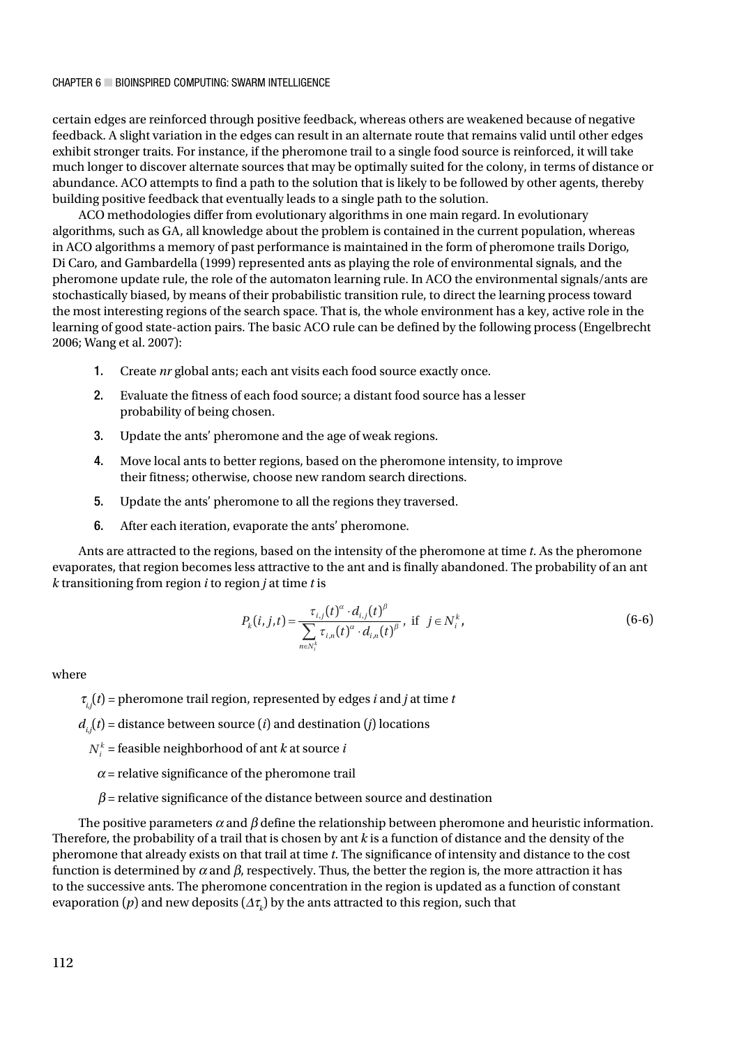certain edges are reinforced through positive feedback, whereas others are weakened because of negative feedback. A slight variation in the edges can result in an alternate route that remains valid until other edges exhibit stronger traits. For instance, if the pheromone trail to a single food source is reinforced, it will take much longer to discover alternate sources that may be optimally suited for the colony, in terms of distance or abundance. ACO attempts to find a path to the solution that is likely to be followed by other agents, thereby building positive feedback that eventually leads to a single path to the solution.

ACO methodologies differ from evolutionary algorithms in one main regard. In evolutionary algorithms, such as GA, all knowledge about the problem is contained in the current population, whereas in ACO algorithms a memory of past performance is maintained in the form of pheromone trails Dorigo, Di Caro, and Gambardella (1999) represented ants as playing the role of environmental signals, and the pheromone update rule, the role of the automaton learning rule. In ACO the environmental signals/ants are stochastically biased, by means of their probabilistic transition rule, to direct the learning process toward the most interesting regions of the search space. That is, the whole environment has a key, active role in the learning of good state-action pairs. The basic ACO rule can be defined by the following process (Engelbrecht 2006; Wang et al. 2007):

1. Create *nr* global ants; each ant visits each food source exactly once.
2. Evaluate the fitness of each food source; a distant food source has a lesser probability of being chosen.
3. Update the ants' pheromone and the age of weak regions.
4. Move local ants to better regions, based on the pheromone intensity, to improve their fitness; otherwise, choose new random search directions.
5. Update the ants' pheromone to all the regions they traversed.
6. After each iteration, evaporate the ants' pheromone.

Ants are attracted to the regions, based on the intensity of the pheromone at time *t*. As the pheromone evaporates, that region becomes less attractive to the ant and is finally abandoned. The probability of an ant *k* transitioning from region *i* to region *j* at time *t* is

$$P_k(i,j,t) = \frac{\tau_{i,j}(t)^{\alpha} \cdot d_{i,j}(t)^{\beta}}{\sum_{n \in N_i^k} \tau_{i,n}(t)^{\alpha} \cdot d_{i,n}(t)^{\beta}}, \text{ if } \; j \in N_i^k, \tag{6-6}$$

where

$\tau_{i,j}(t)$ = pheromone trail region, represented by edges *i* and *j* at time *t*

$d_{i,j}(t)$ = distance between source (*i*) and destination (*j*) locations

$N_i^k$ = feasible neighborhood of ant *k* at source *i*

$\alpha$ = relative significance of the pheromone trail

$\beta$ = relative significance of the distance between source and destination

The positive parameters $\alpha$ and $\beta$ define the relationship between pheromone and heuristic information. Therefore, the probability of a trail that is chosen by ant *k* is a function of distance and the density of the pheromone that already exists on that trail at time *t*. The significance of intensity and distance to the cost function is determined by $\alpha$ and $\beta$, respectively. Thus, the better the region is, the more attraction it has to the successive ants. The pheromone concentration in the region is updated as a function of constant evaporation ($p$) and new deposits ($\Delta\tau_k$) by the ants attracted to this region, such that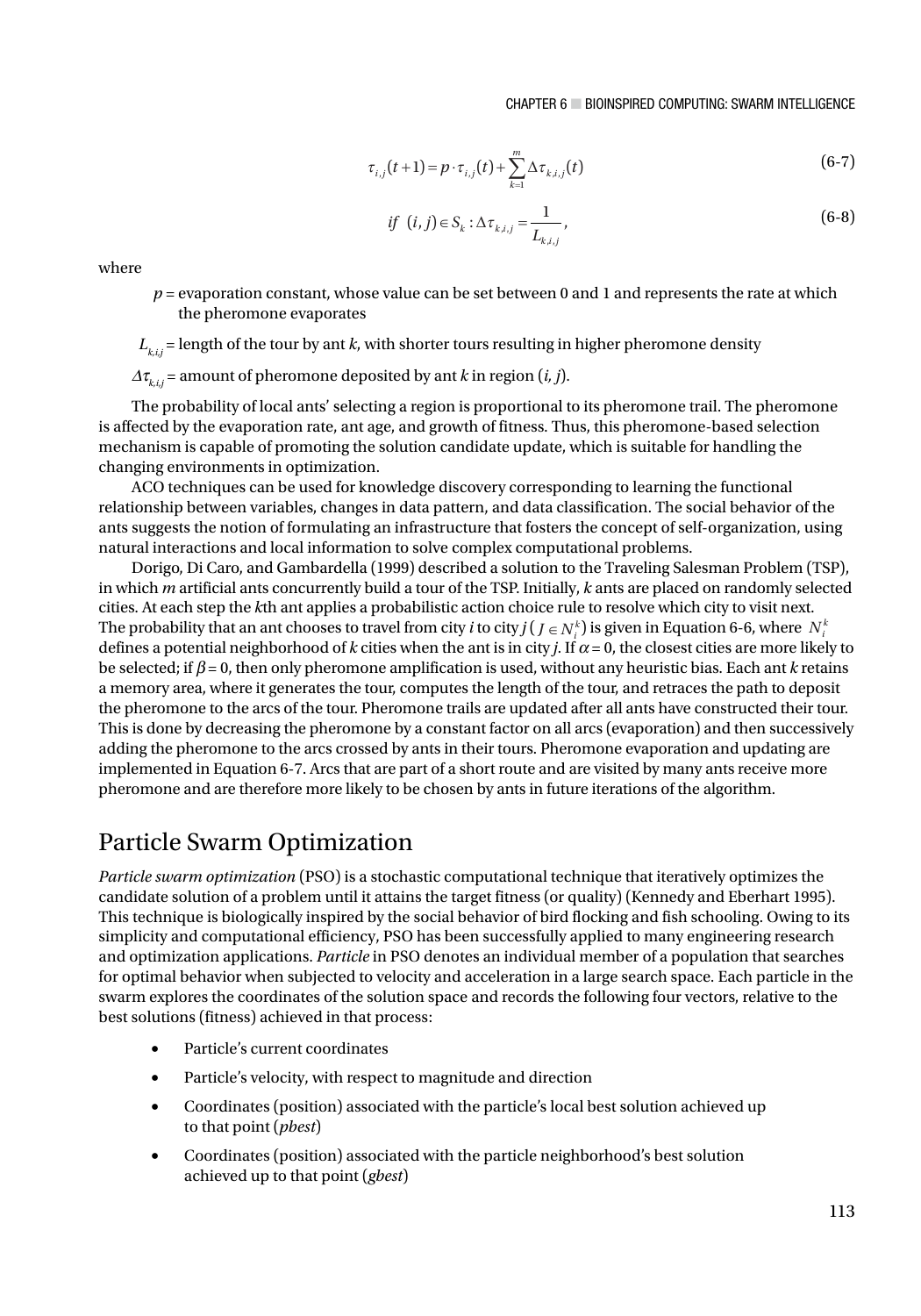$$\tau_{i,j}(t+1) = p \cdot \tau_{i,j}(t) + \sum_{k=1}^{m} \Delta\tau_{k,i,j}(t) \tag{6-7}$$

$$if \;\; (i,j) \in S_k : \Delta\tau_{k,i,j} = \frac{1}{L_{k,i,j}}, \tag{6-8}$$

where

> $p$ = evaporation constant, whose value can be set between 0 and 1 and represents the rate at which the pheromone evaporates

$L_{k,i,j}$ = length of the tour by ant $k$, with shorter tours resulting in higher pheromone density

$\Delta\tau_{k,i,j}$ = amount of pheromone deposited by ant $k$ in region $(i, j)$.

The probability of local ants' selecting a region is proportional to its pheromone trail. The pheromone is affected by the evaporation rate, ant age, and growth of fitness. Thus, this pheromone-based selection mechanism is capable of promoting the solution candidate update, which is suitable for handling the changing environments in optimization.

ACO techniques can be used for knowledge discovery corresponding to learning the functional relationship between variables, changes in data pattern, and data classification. The social behavior of the ants suggests the notion of formulating an infrastructure that fosters the concept of self-organization, using natural interactions and local information to solve complex computational problems.

Dorigo, Di Caro, and Gambardella (1999) described a solution to the Traveling Salesman Problem (TSP), in which $m$ artificial ants concurrently build a tour of the TSP. Initially, $k$ ants are placed on randomly selected cities. At each step the $k$th ant applies a probabilistic action choice rule to resolve which city to visit next. The probability that an ant chooses to travel from city $i$ to city $j$ ($J \in N_i^k$) is given in Equation 6-6, where $N_i^k$ defines a potential neighborhood of $k$ cities when the ant is in city $j$. If $\alpha = 0$, the closest cities are more likely to be selected; if $\beta = 0$, then only pheromone amplification is used, without any heuristic bias. Each ant $k$ retains a memory area, where it generates the tour, computes the length of the tour, and retraces the path to deposit the pheromone to the arcs of the tour. Pheromone trails are updated after all ants have constructed their tour. This is done by decreasing the pheromone by a constant factor on all arcs (evaporation) and then successively adding the pheromone to the arcs crossed by ants in their tours. Pheromone evaporation and updating are implemented in Equation 6-7. Arcs that are part of a short route and are visited by many ants receive more pheromone and are therefore more likely to be chosen by ants in future iterations of the algorithm.

## Particle Swarm Optimization

*Particle swarm optimization* (PSO) is a stochastic computational technique that iteratively optimizes the candidate solution of a problem until it attains the target fitness (or quality) (Kennedy and Eberhart 1995). This technique is biologically inspired by the social behavior of bird flocking and fish schooling. Owing to its simplicity and computational efficiency, PSO has been successfully applied to many engineering research and optimization applications. *Particle* in PSO denotes an individual member of a population that searches for optimal behavior when subjected to velocity and acceleration in a large search space. Each particle in the swarm explores the coordinates of the solution space and records the following four vectors, relative to the best solutions (fitness) achieved in that process:

- Particle's current coordinates
- Particle's velocity, with respect to magnitude and direction
- Coordinates (position) associated with the particle's local best solution achieved up to that point (*pbest*)
- Coordinates (position) associated with the particle neighborhood's best solution achieved up to that point (*gbest*)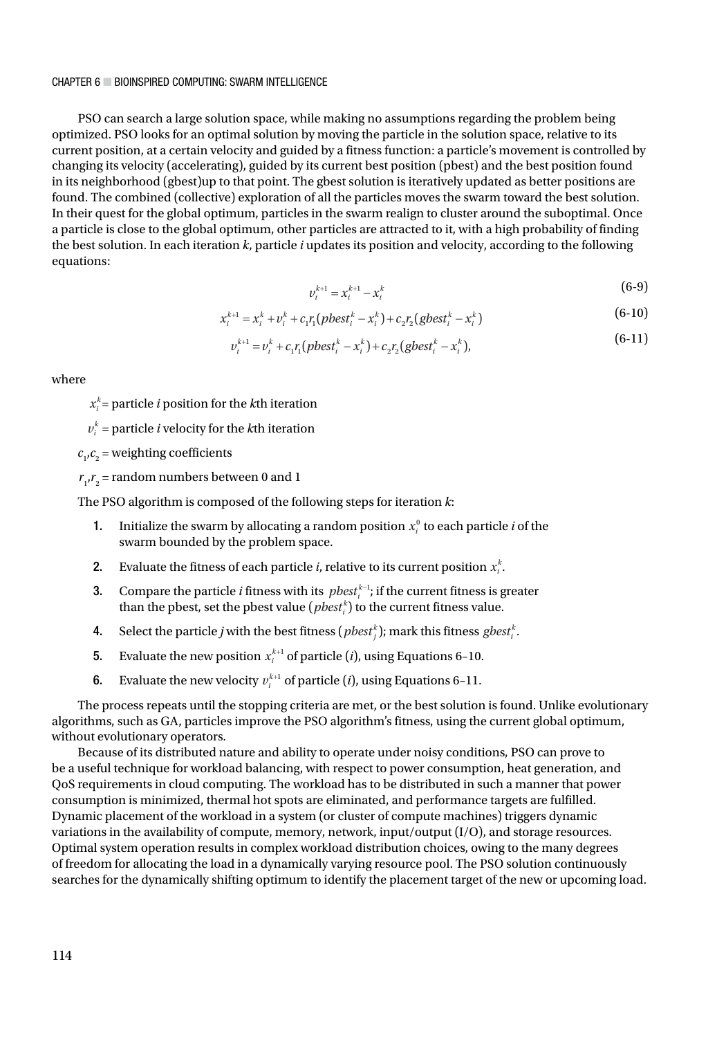PSO can search a large solution space, while making no assumptions regarding the problem being optimized. PSO looks for an optimal solution by moving the particle in the solution space, relative to its current position, at a certain velocity and guided by a fitness function: a particle's movement is controlled by changing its velocity (accelerating), guided by its current best position (pbest) and the best position found in its neighborhood (gbest)up to that point. The gbest solution is iteratively updated as better positions are found. The combined (collective) exploration of all the particles moves the swarm toward the best solution. In their quest for the global optimum, particles in the swarm realign to cluster around the suboptimal. Once a particle is close to the global optimum, other particles are attracted to it, with a high probability of finding the best solution. In each iteration *k*, particle *i* updates its position and velocity, according to the following equations:

$$v_i^{k+1} = x_i^{k+1} - x_i^k \tag{6-9}$$

$$x_i^{k+1} = x_i^k + v_i^k + c_1 r_1 (pbest_i^k - x_i^k) + c_2 r_2 (gbest_i^k - x_i^k) \tag{6-10}$$

$$v_i^{k+1} = v_i^k + c_1 r_1 (pbest_i^k - x_i^k) + c_2 r_2 (gbest_i^k - x_i^k), \tag{6-11}$$

where

$x_i^k$= particle *i* position for the *k*th iteration

$v_i^k$ = particle *i* velocity for the *k*th iteration

$c_1$,$c_2$ = weighting coefficients

$r_1$,$r_2$ = random numbers between 0 and 1

The PSO algorithm is composed of the following steps for iteration *k*:

1. Initialize the swarm by allocating a random position $x_i^0$ to each particle *i* of the swarm bounded by the problem space.
2. Evaluate the fitness of each particle *i*, relative to its current position $x_i^k$.
3. Compare the particle *i* fitness with its $pbest_i^{k-1}$; if the current fitness is greater than the pbest, set the pbest value ($pbest_i^k$) to the current fitness value.
4. Select the particle *j* with the best fitness ($pbest_j^k$); mark this fitness $gbest_i^k$.
5. Evaluate the new position $x_i^{k+1}$ of particle (*i*), using Equations 6–10.
6. Evaluate the new velocity $v_i^{k+1}$ of particle (*i*), using Equations 6–11.

The process repeats until the stopping criteria are met, or the best solution is found. Unlike evolutionary algorithms, such as GA, particles improve the PSO algorithm's fitness, using the current global optimum, without evolutionary operators.

Because of its distributed nature and ability to operate under noisy conditions, PSO can prove to be a useful technique for workload balancing, with respect to power consumption, heat generation, and QoS requirements in cloud computing. The workload has to be distributed in such a manner that power consumption is minimized, thermal hot spots are eliminated, and performance targets are fulfilled. Dynamic placement of the workload in a system (or cluster of compute machines) triggers dynamic variations in the availability of compute, memory, network, input/output (I/O), and storage resources. Optimal system operation results in complex workload distribution choices, owing to the many degrees of freedom for allocating the load in a dynamically varying resource pool. The PSO solution continuously searches for the dynamically shifting optimum to identify the placement target of the new or upcoming load.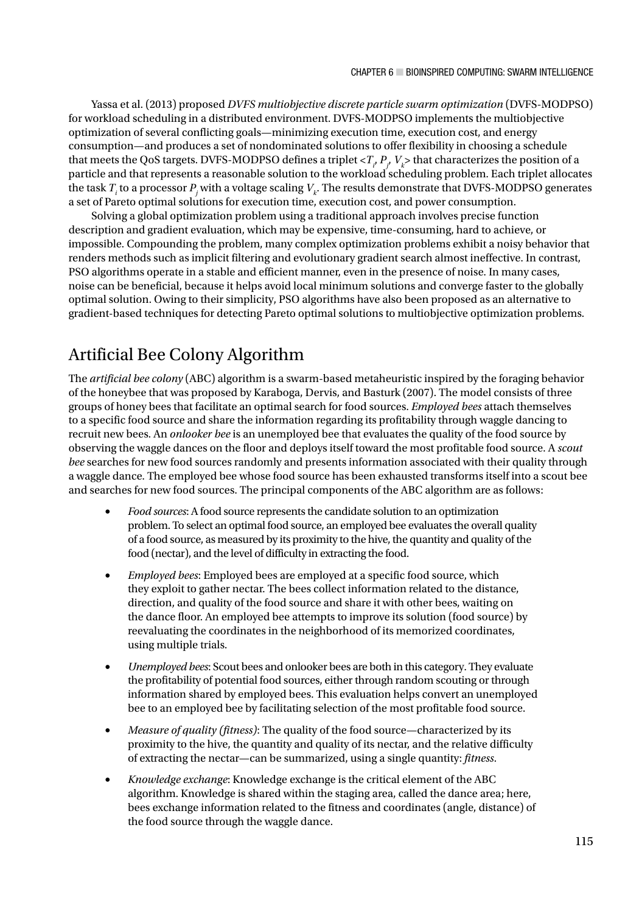Yassa et al. (2013) proposed *DVFS multiobjective discrete particle swarm optimization* (DVFS-MODPSO) for workload scheduling in a distributed environment. DVFS-MODPSO implements the multiobjective optimization of several conflicting goals—minimizing execution time, execution cost, and energy consumption—and produces a set of nondominated solutions to offer flexibility in choosing a schedule that meets the QoS targets. DVFS-MODPSO defines a triplet $<T_i, P_j, V_k>$ that characterizes the position of a particle and that represents a reasonable solution to the workload scheduling problem. Each triplet allocates the task $T_i$ to a processor $P_j$ with a voltage scaling $V_k$. The results demonstrate that DVFS-MODPSO generates a set of Pareto optimal solutions for execution time, execution cost, and power consumption.

Solving a global optimization problem using a traditional approach involves precise function description and gradient evaluation, which may be expensive, time-consuming, hard to achieve, or impossible. Compounding the problem, many complex optimization problems exhibit a noisy behavior that renders methods such as implicit filtering and evolutionary gradient search almost ineffective. In contrast, PSO algorithms operate in a stable and efficient manner, even in the presence of noise. In many cases, noise can be beneficial, because it helps avoid local minimum solutions and converge faster to the globally optimal solution. Owing to their simplicity, PSO algorithms have also been proposed as an alternative to gradient-based techniques for detecting Pareto optimal solutions to multiobjective optimization problems.

## Artificial Bee Colony Algorithm

The *artificial bee colony* (ABC) algorithm is a swarm-based metaheuristic inspired by the foraging behavior of the honeybee that was proposed by Karaboga, Dervis, and Basturk (2007). The model consists of three groups of honey bees that facilitate an optimal search for food sources. *Employed bees* attach themselves to a specific food source and share the information regarding its profitability through waggle dancing to recruit new bees. An *onlooker bee* is an unemployed bee that evaluates the quality of the food source by observing the waggle dances on the floor and deploys itself toward the most profitable food source. A *scout bee* searches for new food sources randomly and presents information associated with their quality through a waggle dance. The employed bee whose food source has been exhausted transforms itself into a scout bee and searches for new food sources. The principal components of the ABC algorithm are as follows:

- *Food sources*: A food source represents the candidate solution to an optimization problem. To select an optimal food source, an employed bee evaluates the overall quality of a food source, as measured by its proximity to the hive, the quantity and quality of the food (nectar), and the level of difficulty in extracting the food.
- *Employed bees*: Employed bees are employed at a specific food source, which they exploit to gather nectar. The bees collect information related to the distance, direction, and quality of the food source and share it with other bees, waiting on the dance floor. An employed bee attempts to improve its solution (food source) by reevaluating the coordinates in the neighborhood of its memorized coordinates, using multiple trials.
- *Unemployed bees*: Scout bees and onlooker bees are both in this category. They evaluate the profitability of potential food sources, either through random scouting or through information shared by employed bees. This evaluation helps convert an unemployed bee to an employed bee by facilitating selection of the most profitable food source.
- *Measure of quality (fitness)*: The quality of the food source—characterized by its proximity to the hive, the quantity and quality of its nectar, and the relative difficulty of extracting the nectar—can be summarized, using a single quantity: *fitness*.
- *Knowledge exchange*: Knowledge exchange is the critical element of the ABC algorithm. Knowledge is shared within the staging area, called the dance area; here, bees exchange information related to the fitness and coordinates (angle, distance) of the food source through the waggle dance.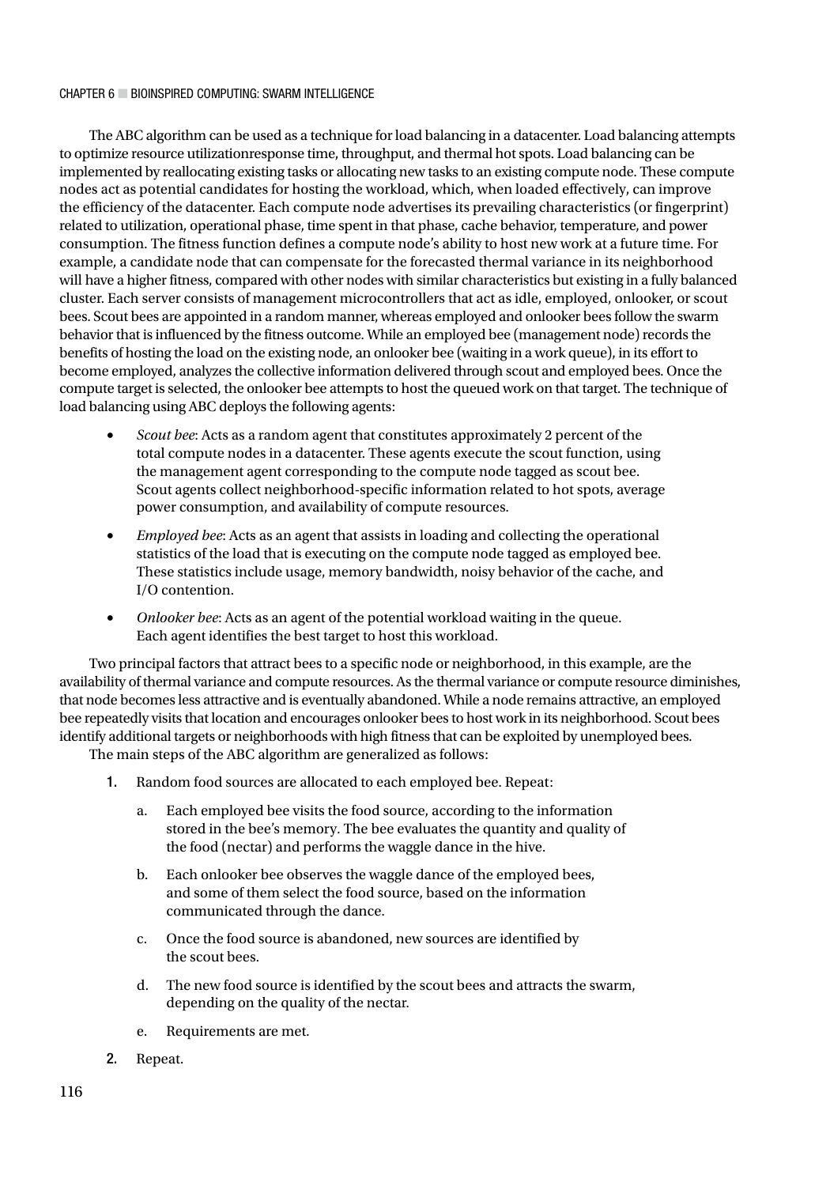The ABC algorithm can be used as a technique for load balancing in a datacenter. Load balancing attempts to optimize resource utilizationresponse time, throughput, and thermal hot spots. Load balancing can be implemented by reallocating existing tasks or allocating new tasks to an existing compute node. These compute nodes act as potential candidates for hosting the workload, which, when loaded effectively, can improve the efficiency of the datacenter. Each compute node advertises its prevailing characteristics (or fingerprint) related to utilization, operational phase, time spent in that phase, cache behavior, temperature, and power consumption. The fitness function defines a compute node's ability to host new work at a future time. For example, a candidate node that can compensate for the forecasted thermal variance in its neighborhood will have a higher fitness, compared with other nodes with similar characteristics but existing in a fully balanced cluster. Each server consists of management microcontrollers that act as idle, employed, onlooker, or scout bees. Scout bees are appointed in a random manner, whereas employed and onlooker bees follow the swarm behavior that is influenced by the fitness outcome. While an employed bee (management node) records the benefits of hosting the load on the existing node, an onlooker bee (waiting in a work queue), in its effort to become employed, analyzes the collective information delivered through scout and employed bees. Once the compute target is selected, the onlooker bee attempts to host the queued work on that target. The technique of load balancing using ABC deploys the following agents:

- *Scout bee*: Acts as a random agent that constitutes approximately 2 percent of the total compute nodes in a datacenter. These agents execute the scout function, using the management agent corresponding to the compute node tagged as scout bee. Scout agents collect neighborhood-specific information related to hot spots, average power consumption, and availability of compute resources.
- *Employed bee*: Acts as an agent that assists in loading and collecting the operational statistics of the load that is executing on the compute node tagged as employed bee. These statistics include usage, memory bandwidth, noisy behavior of the cache, and I/O contention.
- *Onlooker bee*: Acts as an agent of the potential workload waiting in the queue. Each agent identifies the best target to host this workload.

Two principal factors that attract bees to a specific node or neighborhood, in this example, are the availability of thermal variance and compute resources. As the thermal variance or compute resource diminishes, that node becomes less attractive and is eventually abandoned. While a node remains attractive, an employed bee repeatedly visits that location and encourages onlooker bees to host work in its neighborhood. Scout bees identify additional targets or neighborhoods with high fitness that can be exploited by unemployed bees.

The main steps of the ABC algorithm are generalized as follows:

1. Random food sources are allocated to each employed bee. Repeat:
   a. Each employed bee visits the food source, according to the information stored in the bee's memory. The bee evaluates the quantity and quality of the food (nectar) and performs the waggle dance in the hive.
   b. Each onlooker bee observes the waggle dance of the employed bees, and some of them select the food source, based on the information communicated through the dance.
   c. Once the food source is abandoned, new sources are identified by the scout bees.
   d. The new food source is identified by the scout bees and attracts the swarm, depending on the quality of the nectar.
   e. Requirements are met.
2. Repeat.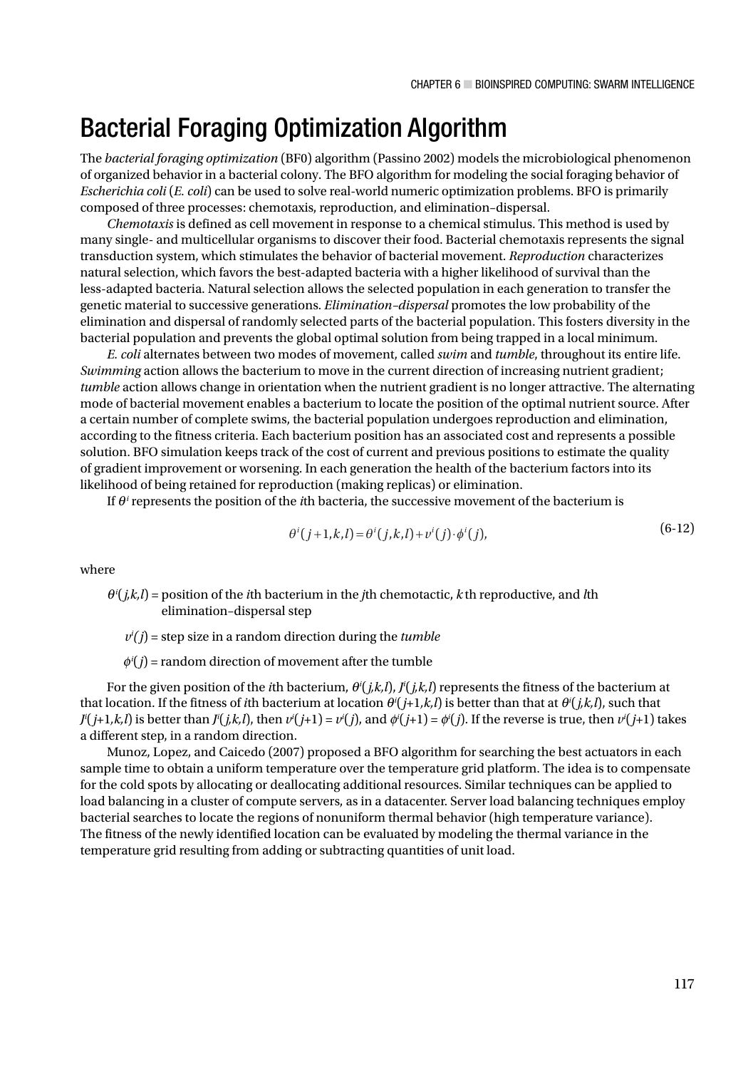# Bacterial Foraging Optimization Algorithm

The *bacterial foraging optimization* (BF0) algorithm (Passino 2002) models the microbiological phenomenon of organized behavior in a bacterial colony. The BFO algorithm for modeling the social foraging behavior of *Escherichia coli* (*E. coli*) can be used to solve real-world numeric optimization problems. BFO is primarily composed of three processes: chemotaxis, reproduction, and elimination–dispersal.

*Chemotaxis* is defined as cell movement in response to a chemical stimulus. This method is used by many single- and multicellular organisms to discover their food. Bacterial chemotaxis represents the signal transduction system, which stimulates the behavior of bacterial movement. *Reproduction* characterizes natural selection, which favors the best-adapted bacteria with a higher likelihood of survival than the less-adapted bacteria. Natural selection allows the selected population in each generation to transfer the genetic material to successive generations. *Elimination–dispersal* promotes the low probability of the elimination and dispersal of randomly selected parts of the bacterial population. This fosters diversity in the bacterial population and prevents the global optimal solution from being trapped in a local minimum.

*E. coli* alternates between two modes of movement, called *swim* and *tumble*, throughout its entire life. *Swimming* action allows the bacterium to move in the current direction of increasing nutrient gradient; *tumble* action allows change in orientation when the nutrient gradient is no longer attractive. The alternating mode of bacterial movement enables a bacterium to locate the position of the optimal nutrient source. After a certain number of complete swims, the bacterial population undergoes reproduction and elimination, according to the fitness criteria. Each bacterium position has an associated cost and represents a possible solution. BFO simulation keeps track of the cost of current and previous positions to estimate the quality of gradient improvement or worsening. In each generation the health of the bacterium factors into its likelihood of being retained for reproduction (making replicas) or elimination.

If $\theta^i$ represents the position of the *i*th bacteria, the successive movement of the bacterium is

$$\theta^i(j+1,k,l) = \theta^i(j,k,l) + v^i(j)\cdot\phi^i(j), \tag{6-12}$$

where

$\theta^i(j,k,l)$ = position of the *i*th bacterium in the *j*th chemotactic, *k*th reproductive, and *l*th elimination–dispersal step

$v^i(j)$ = step size in a random direction during the *tumble*

$\phi^i(j)$ = random direction of movement after the tumble

For the given position of the *i*th bacterium, $\theta^i(j,k,l)$, $J^i(j,k,l)$ represents the fitness of the bacterium at that location. If the fitness of *i*th bacterium at location $\theta^i(j+1,k,l)$ is better than that at $\theta^i(j,k,l)$, such that $J^i(j+1,k,l)$ is better than $J^i(j,k,l)$, then $v^i(j+1) = v^i(j)$, and $\phi^i(j+1) = \phi^i(j)$. If the reverse is true, then $v^i(j+1)$ takes a different step, in a random direction.

Munoz, Lopez, and Caicedo (2007) proposed a BFO algorithm for searching the best actuators in each sample time to obtain a uniform temperature over the temperature grid platform. The idea is to compensate for the cold spots by allocating or deallocating additional resources. Similar techniques can be applied to load balancing in a cluster of compute servers, as in a datacenter. Server load balancing techniques employ bacterial searches to locate the regions of nonuniform thermal behavior (high temperature variance). The fitness of the newly identified location can be evaluated by modeling the thermal variance in the temperature grid resulting from adding or subtracting quantities of unit load.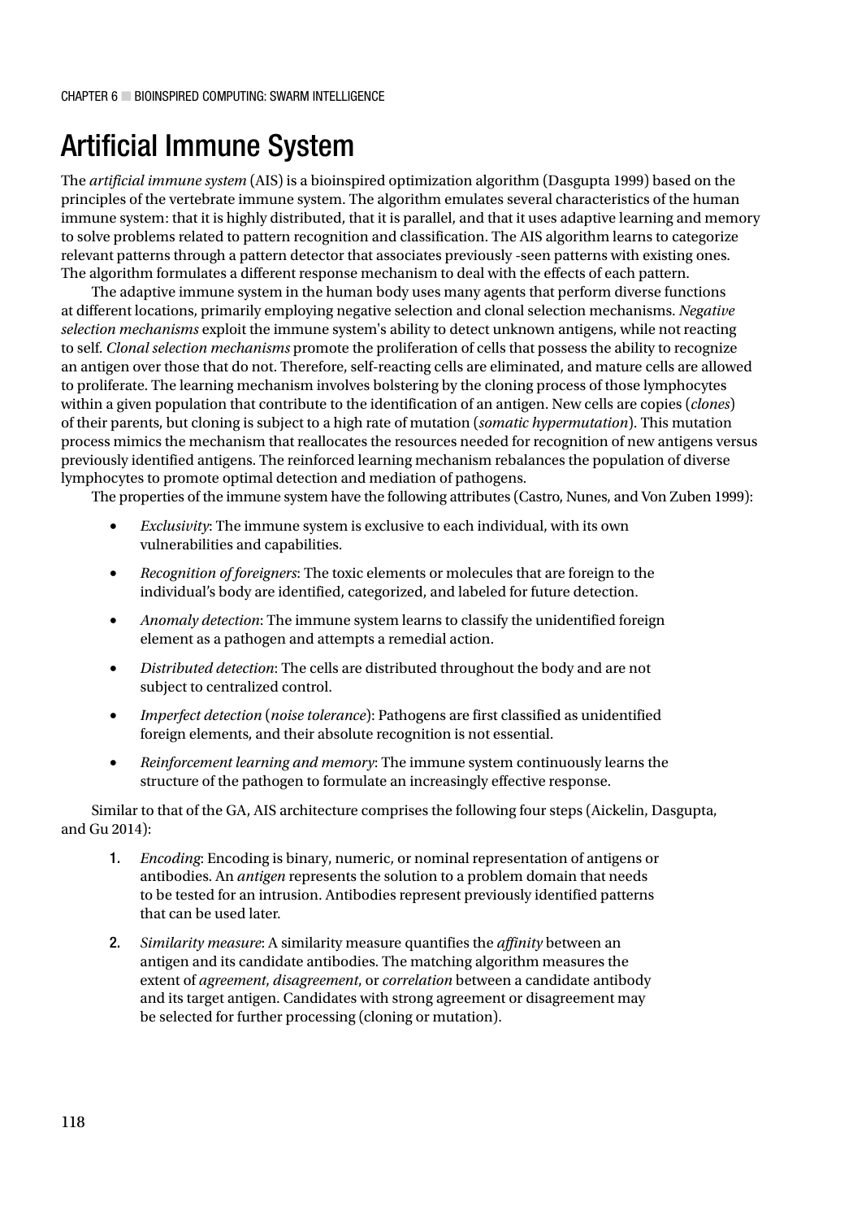# Artificial Immune System

The *artificial immune system* (AIS) is a bioinspired optimization algorithm (Dasgupta 1999) based on the principles of the vertebrate immune system. The algorithm emulates several characteristics of the human immune system: that it is highly distributed, that it is parallel, and that it uses adaptive learning and memory to solve problems related to pattern recognition and classification. The AIS algorithm learns to categorize relevant patterns through a pattern detector that associates previously -seen patterns with existing ones. The algorithm formulates a different response mechanism to deal with the effects of each pattern.

The adaptive immune system in the human body uses many agents that perform diverse functions at different locations, primarily employing negative selection and clonal selection mechanisms. *Negative selection mechanisms* exploit the immune system's ability to detect unknown antigens, while not reacting to self. *Clonal selection mechanisms* promote the proliferation of cells that possess the ability to recognize an antigen over those that do not. Therefore, self-reacting cells are eliminated, and mature cells are allowed to proliferate. The learning mechanism involves bolstering by the cloning process of those lymphocytes within a given population that contribute to the identification of an antigen. New cells are copies (*clones*) of their parents, but cloning is subject to a high rate of mutation (*somatic hypermutation*). This mutation process mimics the mechanism that reallocates the resources needed for recognition of new antigens versus previously identified antigens. The reinforced learning mechanism rebalances the population of diverse lymphocytes to promote optimal detection and mediation of pathogens.

The properties of the immune system have the following attributes (Castro, Nunes, and Von Zuben 1999):

- *Exclusivity*: The immune system is exclusive to each individual, with its own vulnerabilities and capabilities.
- *Recognition of foreigners*: The toxic elements or molecules that are foreign to the individual's body are identified, categorized, and labeled for future detection.
- *Anomaly detection*: The immune system learns to classify the unidentified foreign element as a pathogen and attempts a remedial action.
- *Distributed detection*: The cells are distributed throughout the body and are not subject to centralized control.
- *Imperfect detection* (*noise tolerance*): Pathogens are first classified as unidentified foreign elements, and their absolute recognition is not essential.
- *Reinforcement learning and memory*: The immune system continuously learns the structure of the pathogen to formulate an increasingly effective response.

Similar to that of the GA, AIS architecture comprises the following four steps (Aickelin, Dasgupta, and Gu 2014):

1. *Encoding*: Encoding is binary, numeric, or nominal representation of antigens or antibodies. An *antigen* represents the solution to a problem domain that needs to be tested for an intrusion. Antibodies represent previously identified patterns that can be used later.
2. *Similarity measure*: A similarity measure quantifies the *affinity* between an antigen and its candidate antibodies. The matching algorithm measures the extent of *agreement*, *disagreement*, or *correlation* between a candidate antibody and its target antigen. Candidates with strong agreement or disagreement may be selected for further processing (cloning or mutation).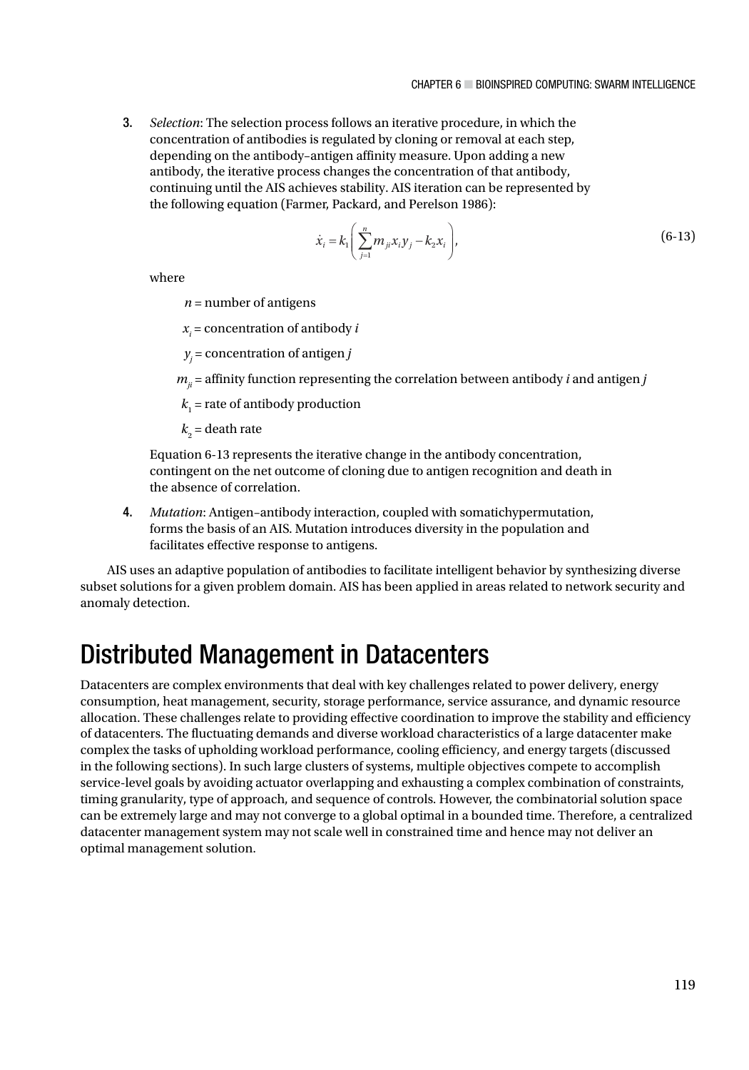3. *Selection*: The selection process follows an iterative procedure, in which the concentration of antibodies is regulated by cloning or removal at each step, depending on the antibody–antigen affinity measure. Upon adding a new antibody, the iterative process changes the concentration of that antibody, continuing until the AIS achieves stability. AIS iteration can be represented by the following equation (Farmer, Packard, and Perelson 1986):

$$\dot{x}_i = k_1\left(\sum_{j=1}^{n} m_{ji} x_i y_j - k_2 x_i\right), \tag{6-13}$$

   where

   $n$ = number of antigens

   $x_i$ = concentration of antibody $i$

   $y_j$ = concentration of antigen $j$

   $m_{ji}$ = affinity function representing the correlation between antibody $i$ and antigen $j$

   $k_1$ = rate of antibody production

   $k_2$ = death rate

   Equation 6-13 represents the iterative change in the antibody concentration, contingent on the net outcome of cloning due to antigen recognition and death in the absence of correlation.

4. *Mutation*: Antigen–antibody interaction, coupled with somatichypermutation, forms the basis of an AIS. Mutation introduces diversity in the population and facilitates effective response to antigens.

AIS uses an adaptive population of antibodies to facilitate intelligent behavior by synthesizing diverse subset solutions for a given problem domain. AIS has been applied in areas related to network security and anomaly detection.

## Distributed Management in Datacenters

Datacenters are complex environments that deal with key challenges related to power delivery, energy consumption, heat management, security, storage performance, service assurance, and dynamic resource allocation. These challenges relate to providing effective coordination to improve the stability and efficiency of datacenters. The fluctuating demands and diverse workload characteristics of a large datacenter make complex the tasks of upholding workload performance, cooling efficiency, and energy targets (discussed in the following sections). In such large clusters of systems, multiple objectives compete to accomplish service-level goals by avoiding actuator overlapping and exhausting a complex combination of constraints, timing granularity, type of approach, and sequence of controls. However, the combinatorial solution space can be extremely large and may not converge to a global optimal in a bounded time. Therefore, a centralized datacenter management system may not scale well in constrained time and hence may not deliver an optimal management solution.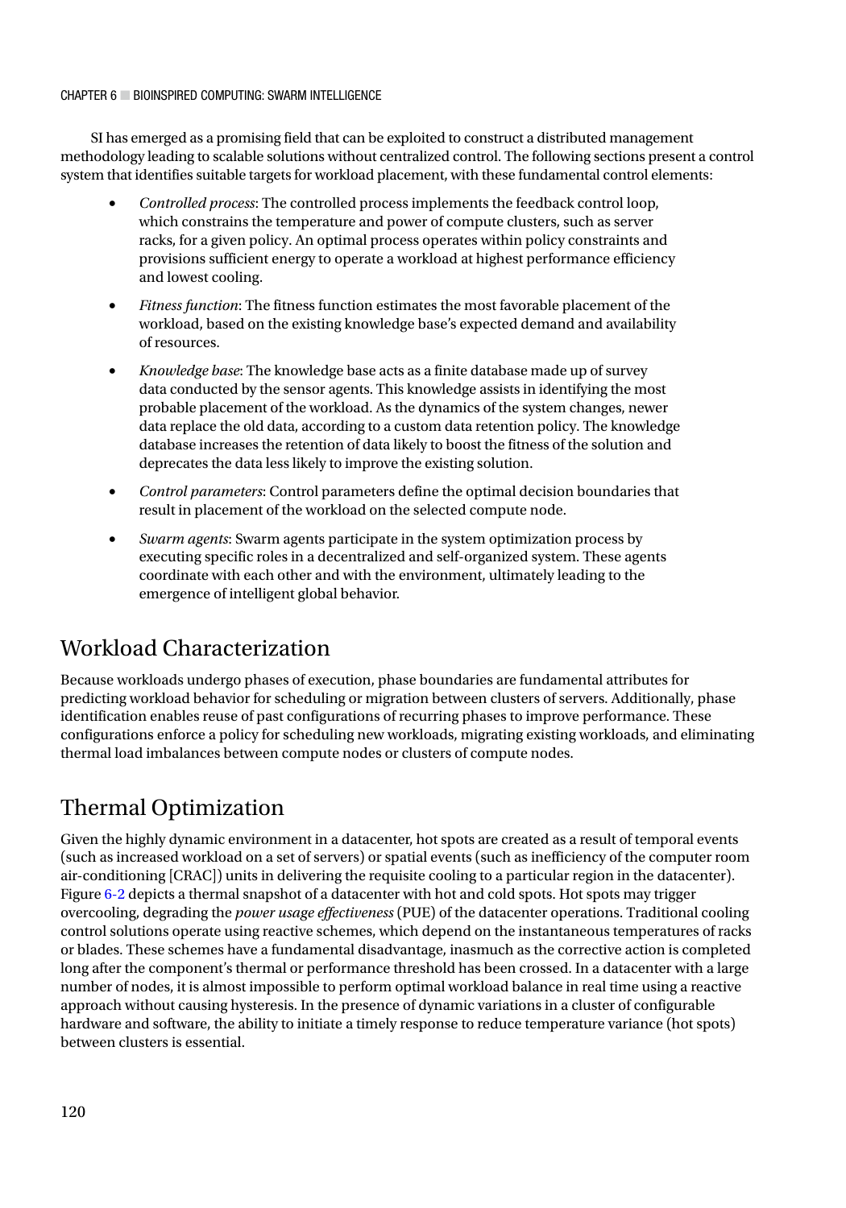SI has emerged as a promising field that can be exploited to construct a distributed management methodology leading to scalable solutions without centralized control. The following sections present a control system that identifies suitable targets for workload placement, with these fundamental control elements:

- *Controlled process*: The controlled process implements the feedback control loop, which constrains the temperature and power of compute clusters, such as server racks, for a given policy. An optimal process operates within policy constraints and provisions sufficient energy to operate a workload at highest performance efficiency and lowest cooling.
- *Fitness function*: The fitness function estimates the most favorable placement of the workload, based on the existing knowledge base's expected demand and availability of resources.
- *Knowledge base*: The knowledge base acts as a finite database made up of survey data conducted by the sensor agents. This knowledge assists in identifying the most probable placement of the workload. As the dynamics of the system changes, newer data replace the old data, according to a custom data retention policy. The knowledge database increases the retention of data likely to boost the fitness of the solution and deprecates the data less likely to improve the existing solution.
- *Control parameters*: Control parameters define the optimal decision boundaries that result in placement of the workload on the selected compute node.
- *Swarm agents*: Swarm agents participate in the system optimization process by executing specific roles in a decentralized and self-organized system. These agents coordinate with each other and with the environment, ultimately leading to the emergence of intelligent global behavior.

## Workload Characterization

Because workloads undergo phases of execution, phase boundaries are fundamental attributes for predicting workload behavior for scheduling or migration between clusters of servers. Additionally, phase identification enables reuse of past configurations of recurring phases to improve performance. These configurations enforce a policy for scheduling new workloads, migrating existing workloads, and eliminating thermal load imbalances between compute nodes or clusters of compute nodes.

## Thermal Optimization

Given the highly dynamic environment in a datacenter, hot spots are created as a result of temporal events (such as increased workload on a set of servers) or spatial events (such as inefficiency of the computer room air-conditioning [CRAC]) units in delivering the requisite cooling to a particular region in the datacenter). Figure 6-2 depicts a thermal snapshot of a datacenter with hot and cold spots. Hot spots may trigger overcooling, degrading the *power usage effectiveness* (PUE) of the datacenter operations. Traditional cooling control solutions operate using reactive schemes, which depend on the instantaneous temperatures of racks or blades. These schemes have a fundamental disadvantage, inasmuch as the corrective action is completed long after the component's thermal or performance threshold has been crossed. In a datacenter with a large number of nodes, it is almost impossible to perform optimal workload balance in real time using a reactive approach without causing hysteresis. In the presence of dynamic variations in a cluster of configurable hardware and software, the ability to initiate a timely response to reduce temperature variance (hot spots) between clusters is essential.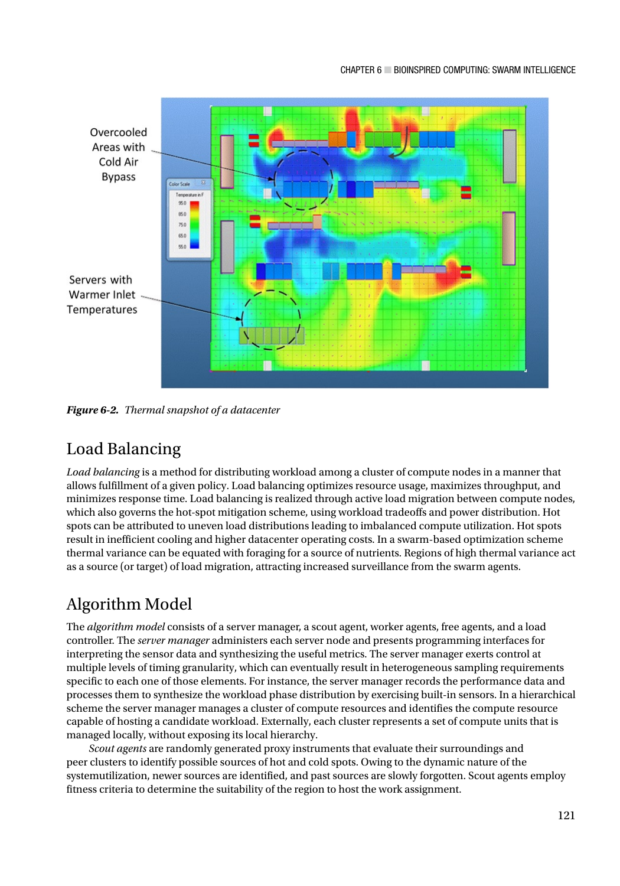*Figure 6-2. Thermal snapshot of a datacenter*

## Load Balancing

*Load balancing* is a method for distributing workload among a cluster of compute nodes in a manner that allows fulfillment of a given policy. Load balancing optimizes resource usage, maximizes throughput, and minimizes response time. Load balancing is realized through active load migration between compute nodes, which also governs the hot-spot mitigation scheme, using workload tradeoffs and power distribution. Hot spots can be attributed to uneven load distributions leading to imbalanced compute utilization. Hot spots result in inefficient cooling and higher datacenter operating costs. In a swarm-based optimization scheme thermal variance can be equated with foraging for a source of nutrients. Regions of high thermal variance act as a source (or target) of load migration, attracting increased surveillance from the swarm agents.

## Algorithm Model

The *algorithm model* consists of a server manager, a scout agent, worker agents, free agents, and a load controller. The *server manager* administers each server node and presents programming interfaces for interpreting the sensor data and synthesizing the useful metrics. The server manager exerts control at multiple levels of timing granularity, which can eventually result in heterogeneous sampling requirements specific to each one of those elements. For instance, the server manager records the performance data and processes them to synthesize the workload phase distribution by exercising built-in sensors. In a hierarchical scheme the server manager manages a cluster of compute resources and identifies the compute resource capable of hosting a candidate workload. Externally, each cluster represents a set of compute units that is managed locally, without exposing its local hierarchy.

*Scout agents* are randomly generated proxy instruments that evaluate their surroundings and peer clusters to identify possible sources of hot and cold spots. Owing to the dynamic nature of the systemutilization, newer sources are identified, and past sources are slowly forgotten. Scout agents employ fitness criteria to determine the suitability of the region to host the work assignment.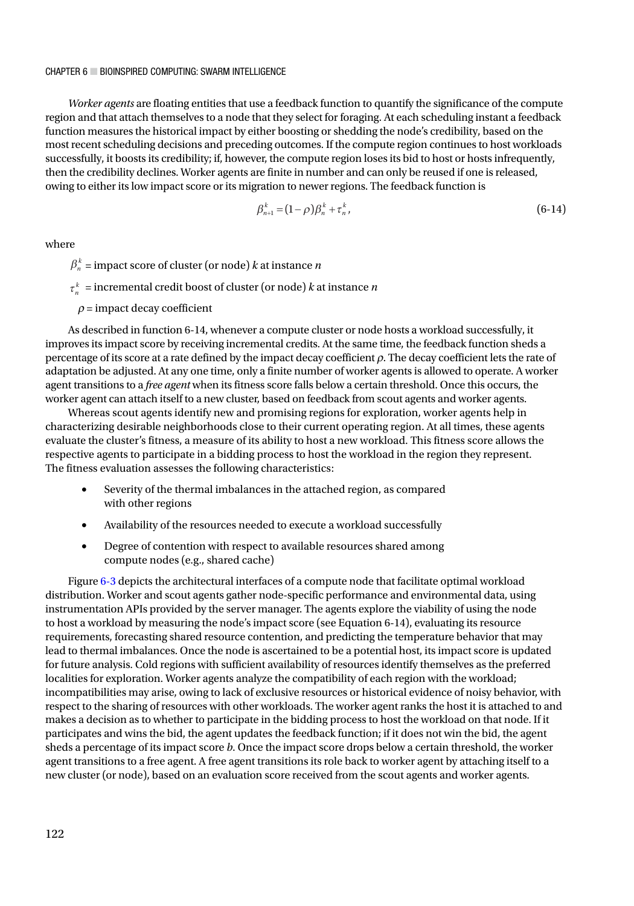*Worker agents* are floating entities that use a feedback function to quantify the significance of the compute region and that attach themselves to a node that they select for foraging. At each scheduling instant a feedback function measures the historical impact by either boosting or shedding the node's credibility, based on the most recent scheduling decisions and preceding outcomes. If the compute region continues to host workloads successfully, it boosts its credibility; if, however, the compute region loses its bid to host or hosts infrequently, then the credibility declines. Worker agents are finite in number and can only be reused if one is released, owing to either its low impact score or its migration to newer regions. The feedback function is

$$\beta_{n+1}^{k} = (1-\rho)\beta_{n}^{k} + \tau_{n}^{k}, \tag{6-14}$$

where

$\beta_{n}^{k}$ = impact score of cluster (or node) $k$ at instance $n$

$\tau_{n}^{k}$ = incremental credit boost of cluster (or node) $k$ at instance $n$

$\rho$ = impact decay coefficient

As described in function 6-14, whenever a compute cluster or node hosts a workload successfully, it improves its impact score by receiving incremental credits. At the same time, the feedback function sheds a percentage of its score at a rate defined by the impact decay coefficient $\rho$. The decay coefficient lets the rate of adaptation be adjusted. At any one time, only a finite number of worker agents is allowed to operate. A worker agent transitions to a *free agent* when its fitness score falls below a certain threshold. Once this occurs, the worker agent can attach itself to a new cluster, based on feedback from scout agents and worker agents.

Whereas scout agents identify new and promising regions for exploration, worker agents help in characterizing desirable neighborhoods close to their current operating region. At all times, these agents evaluate the cluster's fitness, a measure of its ability to host a new workload. This fitness score allows the respective agents to participate in a bidding process to host the workload in the region they represent. The fitness evaluation assesses the following characteristics:

- Severity of the thermal imbalances in the attached region, as compared with other regions
- Availability of the resources needed to execute a workload successfully
- Degree of contention with respect to available resources shared among compute nodes (e.g., shared cache)

Figure 6-3 depicts the architectural interfaces of a compute node that facilitate optimal workload distribution. Worker and scout agents gather node-specific performance and environmental data, using instrumentation APIs provided by the server manager. The agents explore the viability of using the node to host a workload by measuring the node's impact score (see Equation 6-14), evaluating its resource requirements, forecasting shared resource contention, and predicting the temperature behavior that may lead to thermal imbalances. Once the node is ascertained to be a potential host, its impact score is updated for future analysis. Cold regions with sufficient availability of resources identify themselves as the preferred localities for exploration. Worker agents analyze the compatibility of each region with the workload; incompatibilities may arise, owing to lack of exclusive resources or historical evidence of noisy behavior, with respect to the sharing of resources with other workloads. The worker agent ranks the host it is attached to and makes a decision as to whether to participate in the bidding process to host the workload on that node. If it participates and wins the bid, the agent updates the feedback function; if it does not win the bid, the agent sheds a percentage of its impact score $b$. Once the impact score drops below a certain threshold, the worker agent transitions to a free agent. A free agent transitions its role back to worker agent by attaching itself to a new cluster (or node), based on an evaluation score received from the scout agents and worker agents.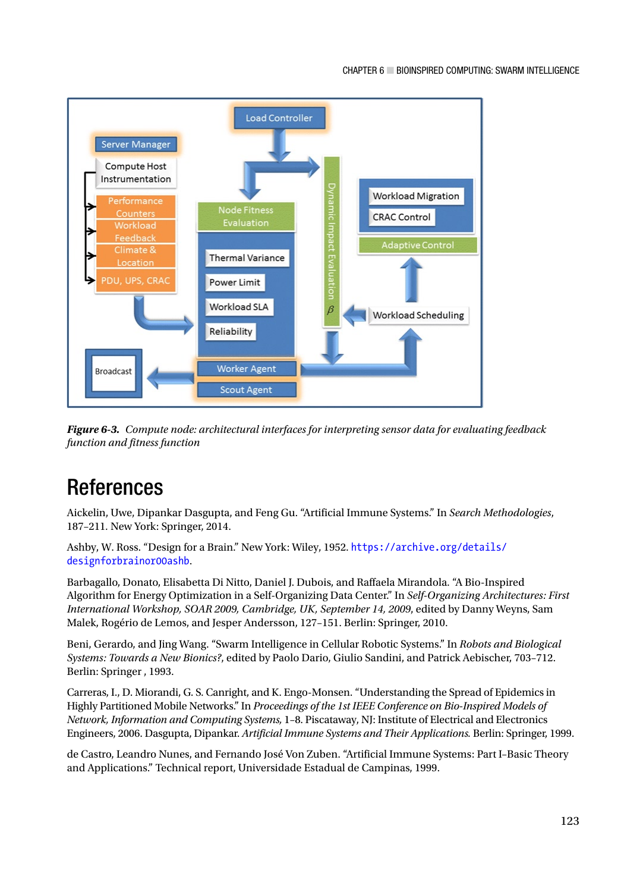***Figure 6-3.*** *Compute node: architectural interfaces for interpreting sensor data for evaluating feedback function and fitness function*

# References

Aickelin, Uwe, Dipankar Dasgupta, and Feng Gu. “Artificial Immune Systems.” In *Search Methodologies*, 187–211. New York: Springer, 2014.

Ashby, W. Ross. “Design for a Brain.” New York: Wiley, 1952. https://archive.org/details/designforbrainor00ashb.

Barbagallo, Donato, Elisabetta Di Nitto, Daniel J. Dubois, and Raffaela Mirandola. “A Bio-Inspired Algorithm for Energy Optimization in a Self-Organizing Data Center.” In *Self-Organizing Architectures: First International Workshop, SOAR 2009, Cambridge, UK, September 14, 2009*, edited by Danny Weyns, Sam Malek, Rogério de Lemos, and Jesper Andersson, 127–151. Berlin: Springer, 2010.

Beni, Gerardo, and Jing Wang. “Swarm Intelligence in Cellular Robotic Systems.” In *Robots and Biological Systems: Towards a New Bionics?*, edited by Paolo Dario, Giulio Sandini, and Patrick Aebischer, 703–712. Berlin: Springer , 1993.

Carreras, I., D. Miorandi, G. S. Canright, and K. Engo-Monsen. “Understanding the Spread of Epidemics in Highly Partitioned Mobile Networks.” In *Proceedings of the 1st IEEE Conference on Bio-Inspired Models of Network, Information and Computing Systems,* 1–8. Piscataway, NJ: Institute of Electrical and Electronics Engineers, 2006. Dasgupta, Dipankar. *Artificial Immune Systems and Their Applications.* Berlin: Springer, 1999.

de Castro, Leandro Nunes, and Fernando José Von Zuben. “Artificial Immune Systems: Part I–Basic Theory and Applications.” Technical report, Universidade Estadual de Campinas, 1999.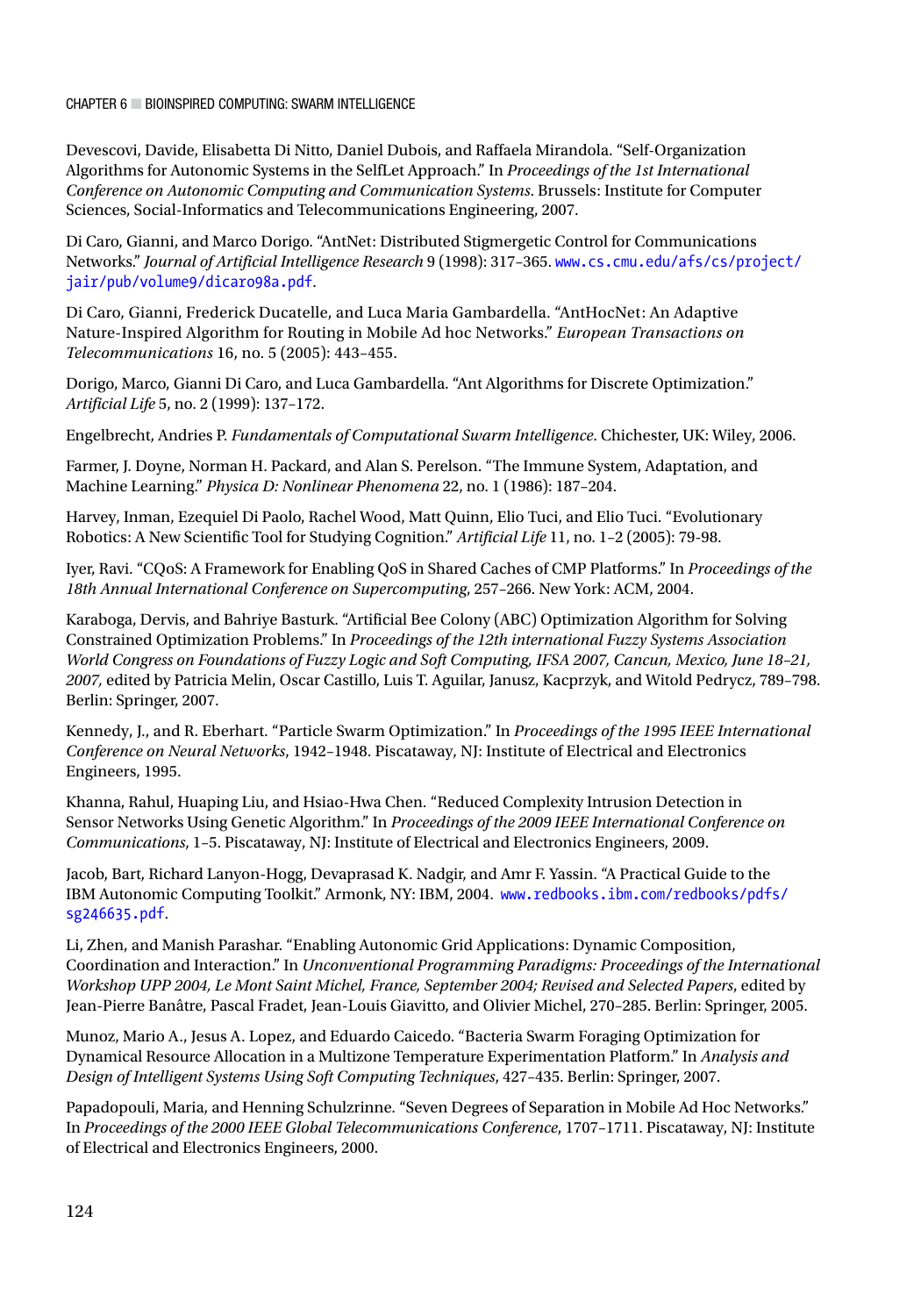Devescovi, Davide, Elisabetta Di Nitto, Daniel Dubois, and Raffaela Mirandola. "Self-Organization Algorithms for Autonomic Systems in the SelfLet Approach." In *Proceedings of the 1st International Conference on Autonomic Computing and Communication Systems*. Brussels: Institute for Computer Sciences, Social-Informatics and Telecommunications Engineering, 2007.

Di Caro, Gianni, and Marco Dorigo. "AntNet: Distributed Stigmergetic Control for Communications Networks." *Journal of Artificial Intelligence Research* 9 (1998): 317–365. www.cs.cmu.edu/afs/cs/project/jair/pub/volume9/dicaro98a.pdf.

Di Caro, Gianni, Frederick Ducatelle, and Luca Maria Gambardella. "AntHocNet: An Adaptive Nature-Inspired Algorithm for Routing in Mobile Ad hoc Networks." *European Transactions on Telecommunications* 16, no. 5 (2005): 443–455.

Dorigo, Marco, Gianni Di Caro, and Luca Gambardella. "Ant Algorithms for Discrete Optimization." *Artificial Life* 5, no. 2 (1999): 137–172.

Engelbrecht, Andries P. *Fundamentals of Computational Swarm Intelligence*. Chichester, UK: Wiley, 2006.

Farmer, J. Doyne, Norman H. Packard, and Alan S. Perelson. "The Immune System, Adaptation, and Machine Learning." *Physica D: Nonlinear Phenomena* 22, no. 1 (1986): 187–204.

Harvey, Inman, Ezequiel Di Paolo, Rachel Wood, Matt Quinn, Elio Tuci, and Elio Tuci. "Evolutionary Robotics: A New Scientific Tool for Studying Cognition." *Artificial Life* 11, no. 1–2 (2005): 79-98.

Iyer, Ravi. "CQoS: A Framework for Enabling QoS in Shared Caches of CMP Platforms." In *Proceedings of the 18th Annual International Conference on Supercomputing*, 257–266. New York: ACM, 2004.

Karaboga, Dervis, and Bahriye Basturk. "Artificial Bee Colony (ABC) Optimization Algorithm for Solving Constrained Optimization Problems." In *Proceedings of the 12th international Fuzzy Systems Association World Congress on Foundations of Fuzzy Logic and Soft Computing, IFSA 2007, Cancun, Mexico, June 18–21, 2007,* edited by Patricia Melin, Oscar Castillo, Luis T. Aguilar, Janusz, Kacprzyk, and Witold Pedrycz, 789–798. Berlin: Springer, 2007.

Kennedy, J., and R. Eberhart. "Particle Swarm Optimization." In *Proceedings of the 1995 IEEE International Conference on Neural Networks*, 1942–1948. Piscataway, NJ: Institute of Electrical and Electronics Engineers, 1995.

Khanna, Rahul, Huaping Liu, and Hsiao-Hwa Chen. "Reduced Complexity Intrusion Detection in Sensor Networks Using Genetic Algorithm." In *Proceedings of the 2009 IEEE International Conference on Communications*, 1–5. Piscataway, NJ: Institute of Electrical and Electronics Engineers, 2009.

Jacob, Bart, Richard Lanyon-Hogg, Devaprasad K. Nadgir, and Amr F. Yassin. "A Practical Guide to the IBM Autonomic Computing Toolkit." Armonk, NY: IBM, 2004. www.redbooks.ibm.com/redbooks/pdfs/sg246635.pdf.

Li, Zhen, and Manish Parashar. "Enabling Autonomic Grid Applications: Dynamic Composition, Coordination and Interaction." In *Unconventional Programming Paradigms: Proceedings of the International Workshop UPP 2004, Le Mont Saint Michel, France, September 2004; Revised and Selected Papers*, edited by Jean-Pierre Banâtre, Pascal Fradet, Jean-Louis Giavitto, and Olivier Michel, 270–285. Berlin: Springer, 2005.

Munoz, Mario A., Jesus A. Lopez, and Eduardo Caicedo. "Bacteria Swarm Foraging Optimization for Dynamical Resource Allocation in a Multizone Temperature Experimentation Platform." In *Analysis and Design of Intelligent Systems Using Soft Computing Techniques*, 427–435. Berlin: Springer, 2007.

Papadopouli, Maria, and Henning Schulzrinne. "Seven Degrees of Separation in Mobile Ad Hoc Networks." In *Proceedings of the 2000 IEEE Global Telecommunications Conference*, 1707–1711. Piscataway, NJ: Institute of Electrical and Electronics Engineers, 2000.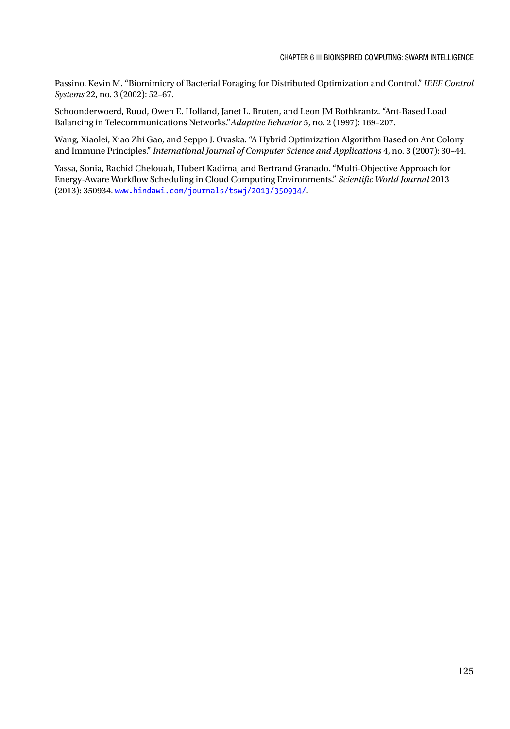Passino, Kevin M. "Biomimicry of Bacterial Foraging for Distributed Optimization and Control." *IEEE Control Systems* 22, no. 3 (2002): 52–67.

Schoonderwoerd, Ruud, Owen E. Holland, Janet L. Bruten, and Leon JM Rothkrantz. "Ant-Based Load Balancing in Telecommunications Networks."*Adaptive Behavior* 5, no. 2 (1997): 169–207.

Wang, Xiaolei, Xiao Zhi Gao, and Seppo J. Ovaska. "A Hybrid Optimization Algorithm Based on Ant Colony and Immune Principles." *International Journal of Computer Science and Applications* 4, no. 3 (2007): 30–44.

Yassa, Sonia, Rachid Chelouah, Hubert Kadima, and Bertrand Granado. "Multi-Objective Approach for Energy-Aware Workflow Scheduling in Cloud Computing Environments." *Scientific World Journal* 2013 (2013): 350934. www.hindawi.com/journals/tswj/2013/350934/.